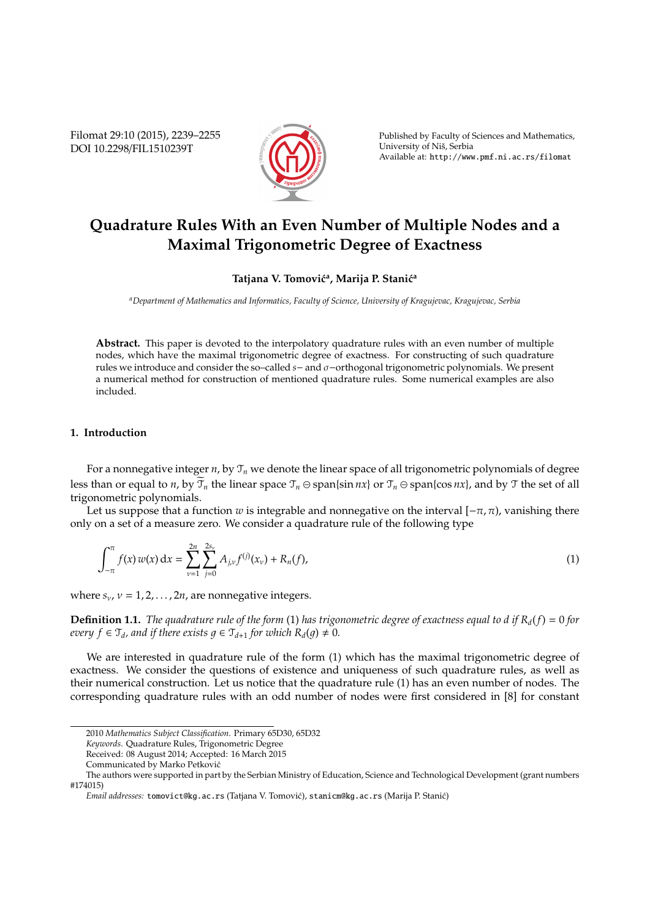# Quadrature Rules With an Even Number of Multiple Nodes and a Maximal Trigonometric Degree of Exactness

**Tatjana V. Tomović[a], Marija P. Stanić[a]**

[a]*Department of Mathematics and Informatics, Faculty of Science, University of Kragujevac, Kragujevac, Serbia*

**Abstract.** This paper is devoted to the interpolatory quadrature rules with an even number of multiple nodes, which have the maximal trigonometric degree of exactness. For constructing of such quadrature rules we introduce and consider the so–called $s-$ and $\sigma-$orthogonal trigonometric polynomials. We present a numerical method for construction of mentioned quadrature rules. Some numerical examples are also included.

## 1. Introduction

For a nonnegative integer $n$, by $\mathcal{T}_n$ we denote the linear space of all trigonometric polynomials of degree less than or equal to $n$, by $\widetilde{\mathcal{T}}_n$ the linear space $\mathcal{T}_n \ominus \text{span}\{\sin nx\}$ or $\mathcal{T}_n \ominus \text{span}\{\cos nx\}$, and by $\mathcal{T}$ the set of all trigonometric polynomials.

Let us suppose that a function $w$ is integrable and nonnegative on the interval $[-\pi, \pi)$, vanishing there only on a set of a measure zero. We consider a quadrature rule of the following type

$$\int_{-\pi}^{\pi} f(x)\, w(x)\, \mathrm{d}x = \sum_{\nu=1}^{2n} \sum_{j=0}^{2s_\nu} A_{j,\nu} f^{(j)}(x_\nu) + R_n(f), \tag{1}$$

where $s_\nu$, $\nu = 1, 2, \ldots, 2n$, are nonnegative integers.

**Definition 1.1.** *The quadrature rule of the form* (1) *has trigonometric degree of exactness equal to $d$ if $R_d(f) = 0$ for every $f \in \mathcal{T}_d$, and if there exists $g \in \mathcal{T}_{d+1}$ for which $R_d(g) \neq 0$.*

We are interested in quadrature rule of the form (1) which has the maximal trigonometric degree of exactness. We consider the questions of existence and uniqueness of such quadrature rules, as well as their numerical construction. Let us notice that the quadrature rule (1) has an even number of nodes. The corresponding quadrature rules with an odd number of nodes were first considered in [8] for constant

---

2010 *Mathematics Subject Classification*. Primary 65D30, 65D32

*Keywords*. Quadrature Rules, Trigonometric Degree

Received: 08 August 2014; Accepted: 16 March 2015

Communicated by Marko Petković

The authors were supported in part by the Serbian Ministry of Education, Science and Technological Development (grant numbers #174015)

*Email addresses:* tomovict@kg.ac.rs (Tatjana V. Tomović), stanicm@kg.ac.rs (Marija P. Stanić)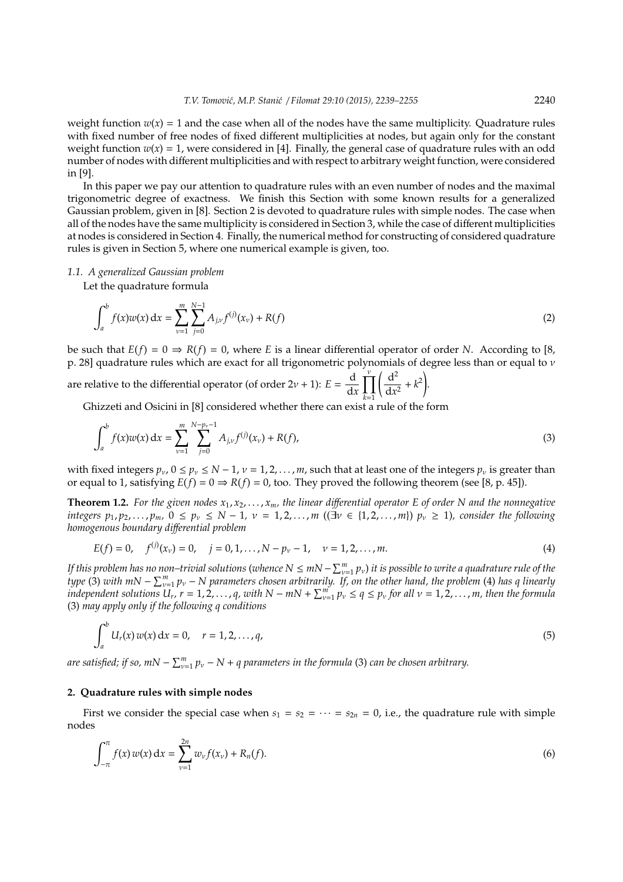weight function $w(x) = 1$ and the case when all of the nodes have the same multiplicity. Quadrature rules with fixed number of free nodes of fixed different multiplicities at nodes, but again only for the constant weight function $w(x) = 1$, were considered in [4]. Finally, the general case of quadrature rules with an odd number of nodes with different multiplicities and with respect to arbitrary weight function, were considered in [9].

In this paper we pay our attention to quadrature rules with an even number of nodes and the maximal trigonometric degree of exactness. We finish this Section with some known results for a generalized Gaussian problem, given in [8]. Section 2 is devoted to quadrature rules with simple nodes. The case when all of the nodes have the same multiplicity is considered in Section 3, while the case of different multiplicities at nodes is considered in Section 4. Finally, the numerical method for constructing of considered quadrature rules is given in Section 5, where one numerical example is given, too.

### 1.1. *A generalized Gaussian problem*

Let the quadrature formula

$$\int_a^b f(x)w(x)\,\mathrm{d}x = \sum_{\nu=1}^{m}\sum_{j=0}^{N-1} A_{j,\nu} f^{(j)}(x_\nu) + R(f) \tag{2}$$

be such that $E(f) = 0 \Rightarrow R(f) = 0$, where $E$ is a linear differential operator of order $N$. According to [8, p. 28] quadrature rules which are exact for all trigonometric polynomials of degree less than or equal to $\nu$ are relative to the differential operator (of order $2\nu + 1$): $E = \dfrac{\mathrm{d}}{\mathrm{d}x}\displaystyle\prod_{k=1}^{\nu}\left(\frac{\mathrm{d}^2}{\mathrm{d}x^2} + k^2\right)$.

Ghizzeti and Osicini in [8] considered whether there can exist a rule of the form

$$\int_a^b f(x)w(x)\,\mathrm{d}x = \sum_{\nu=1}^{m}\sum_{j=0}^{N-p_\nu-1} A_{j,\nu} f^{(j)}(x_\nu) + R(f), \tag{3}$$

with fixed integers $p_\nu$, $0 \le p_\nu \le N-1$, $\nu = 1, 2, \ldots, m$, such that at least one of the integers $p_\nu$ is greater than or equal to 1, satisfying $E(f) = 0 \Rightarrow R(f) = 0$, too. They proved the following theorem (see [8, p. 45]).

**Theorem 1.2.** *For the given nodes $x_1, x_2, \ldots, x_m$, the linear differential operator $E$ of order $N$ and the nonnegative integers $p_1, p_2, \ldots, p_m$, $0 \le p_\nu \le N-1$, $\nu = 1, 2, \ldots, m$ ($(\exists \nu \in \{1, 2, \ldots, m\})$ $p_\nu \ge 1$), consider the following homogenous boundary differential problem*

$$E(f) = 0, \quad f^{(j)}(x_\nu) = 0, \quad j = 0, 1, \ldots, N - p_\nu - 1, \quad \nu = 1, 2, \ldots, m. \tag{4}$$

*If this problem has no non–trivial solutions (whence $N \le mN - \sum_{\nu=1}^{m} p_\nu$) it is possible to write a quadrature rule of the type* (3) *with $mN - \sum_{\nu=1}^{m} p_\nu - N$ parameters chosen arbitrarily. If, on the other hand, the problem* (4) *has $q$ linearly independent solutions $U_r$, $r = 1, 2, \ldots, q$, with $N - mN + \sum_{\nu=1}^{m} p_\nu \le q \le p_\nu$ for all $\nu = 1, 2, \ldots, m$, then the formula* (3) *may apply only if the following $q$ conditions*

$$\int_a^b U_r(x)\,w(x)\,\mathrm{d}x = 0, \quad r = 1, 2, \ldots, q, \tag{5}$$

*are satisfied; if so, $mN - \sum_{\nu=1}^{m} p_\nu - N + q$ parameters in the formula* (3) *can be chosen arbitrary.*

## 2. Quadrature rules with simple nodes

First we consider the special case when $s_1 = s_2 = \cdots = s_{2n} = 0$, i.e., the quadrature rule with simple nodes

$$\int_{-\pi}^{\pi} f(x)\,w(x)\,\mathrm{d}x = \sum_{\nu=1}^{2n} w_\nu f(x_\nu) + R_n(f). \tag{6}$$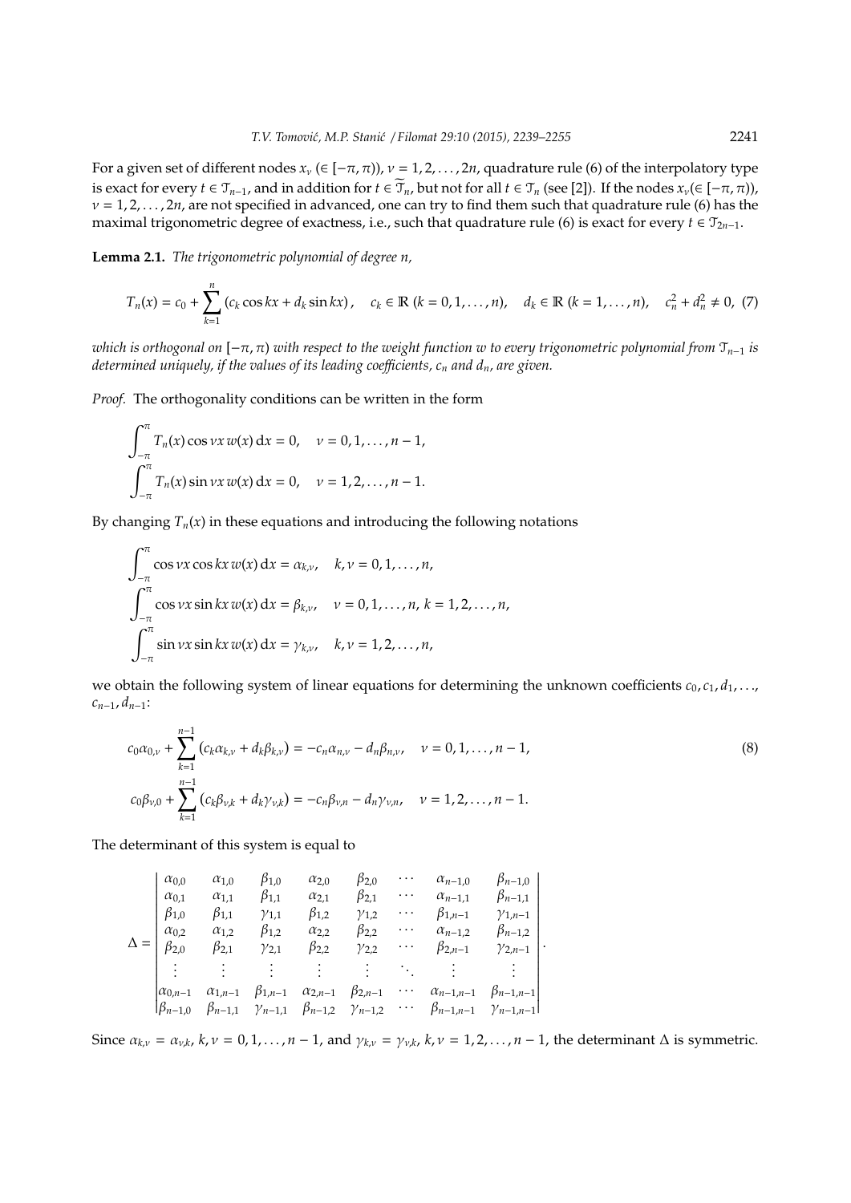For a given set of different nodes $x_\nu$ ($\in [-\pi, \pi)$), $\nu = 1, 2, \ldots, 2n$, quadrature rule (6) of the interpolatory type is exact for every $t \in \mathcal{T}_{n-1}$, and in addition for $t \in \widetilde{\mathcal{T}}_n$, but not for all $t \in \mathcal{T}_n$ (see [2]). If the nodes $x_\nu (\in [-\pi, \pi))$, $\nu = 1, 2, \ldots, 2n$, are not specified in advanced, one can try to find them such that quadrature rule (6) has the maximal trigonometric degree of exactness, i.e., such that quadrature rule (6) is exact for every $t \in \mathcal{T}_{2n-1}$.

**Lemma 2.1.** *The trigonometric polynomial of degree n,*

$$T_n(x) = c_0 + \sum_{k=1}^{n} (c_k \cos kx + d_k \sin kx), \quad c_k \in \mathbb{R} \ (k = 0, 1, \ldots, n), \quad d_k \in \mathbb{R} \ (k = 1, \ldots, n), \quad c_n^2 + d_n^2 \neq 0, \ (7)$$

*which is orthogonal on $[-\pi, \pi)$ with respect to the weight function $w$ to every trigonometric polynomial from $\mathcal{T}_{n-1}$ is determined uniquely, if the values of its leading coefficients, $c_n$ and $d_n$, are given.*

*Proof.* The orthogonality conditions can be written in the form

$$\int_{-\pi}^{\pi} T_n(x) \cos \nu x \, w(x) \, \mathrm{d}x = 0, \quad \nu = 0, 1, \ldots, n-1,$$
$$\int_{-\pi}^{\pi} T_n(x) \sin \nu x \, w(x) \, \mathrm{d}x = 0, \quad \nu = 1, 2, \ldots, n-1.$$

By changing $T_n(x)$ in these equations and introducing the following notations

$$\int_{-\pi}^{\pi} \cos \nu x \cos kx \, w(x) \, \mathrm{d}x = \alpha_{k,\nu}, \quad k, \nu = 0, 1, \ldots, n,$$
$$\int_{-\pi}^{\pi} \cos \nu x \sin kx \, w(x) \, \mathrm{d}x = \beta_{k,\nu}, \quad \nu = 0, 1, \ldots, n, \ k = 1, 2, \ldots, n,$$
$$\int_{-\pi}^{\pi} \sin \nu x \sin kx \, w(x) \, \mathrm{d}x = \gamma_{k,\nu}, \quad k, \nu = 1, 2, \ldots, n,$$

we obtain the following system of linear equations for determining the unknown coefficients $c_0, c_1, d_1, \ldots,$ $c_{n-1}, d_{n-1}$:

$$c_0 \alpha_{0,\nu} + \sum_{k=1}^{n-1} (c_k \alpha_{k,\nu} + d_k \beta_{k,\nu}) = -c_n \alpha_{n,\nu} - d_n \beta_{n,\nu}, \quad \nu = 0, 1, \ldots, n-1, \tag{8}$$
$$c_0 \beta_{\nu,0} + \sum_{k=1}^{n-1} (c_k \beta_{\nu,k} + d_k \gamma_{\nu,k}) = -c_n \beta_{\nu,n} - d_n \gamma_{\nu,n}, \quad \nu = 1, 2, \ldots, n-1.$$

The determinant of this system is equal to

$$\Delta = \begin{vmatrix}
\alpha_{0,0} & \alpha_{1,0} & \beta_{1,0} & \alpha_{2,0} & \beta_{2,0} & \cdots & \alpha_{n-1,0} & \beta_{n-1,0} \\
\alpha_{0,1} & \alpha_{1,1} & \beta_{1,1} & \alpha_{2,1} & \beta_{2,1} & \cdots & \alpha_{n-1,1} & \beta_{n-1,1} \\
\beta_{1,0} & \beta_{1,1} & \gamma_{1,1} & \beta_{1,2} & \gamma_{1,2} & \cdots & \beta_{1,n-1} & \gamma_{1,n-1} \\
\alpha_{0,2} & \alpha_{1,2} & \beta_{1,2} & \alpha_{2,2} & \beta_{2,2} & \cdots & \alpha_{n-1,2} & \beta_{n-1,2} \\
\beta_{2,0} & \beta_{2,1} & \gamma_{2,1} & \beta_{2,2} & \gamma_{2,2} & \cdots & \beta_{2,n-1} & \gamma_{2,n-1} \\
\vdots & \vdots & \vdots & \vdots & \vdots & \ddots & \vdots & \vdots \\
\alpha_{0,n-1} & \alpha_{1,n-1} & \beta_{1,n-1} & \alpha_{2,n-1} & \beta_{2,n-1} & \cdots & \alpha_{n-1,n-1} & \beta_{n-1,n-1} \\
\beta_{n-1,0} & \beta_{n-1,1} & \gamma_{n-1,1} & \beta_{n-1,2} & \gamma_{n-1,2} & \cdots & \beta_{n-1,n-1} & \gamma_{n-1,n-1}
\end{vmatrix}.$$

Since $\alpha_{k,\nu} = \alpha_{\nu,k}$, $k, \nu = 0, 1, \ldots, n-1$, and $\gamma_{k,\nu} = \gamma_{\nu,k}$, $k, \nu = 1, 2, \ldots, n-1$, the determinant $\Delta$ is symmetric.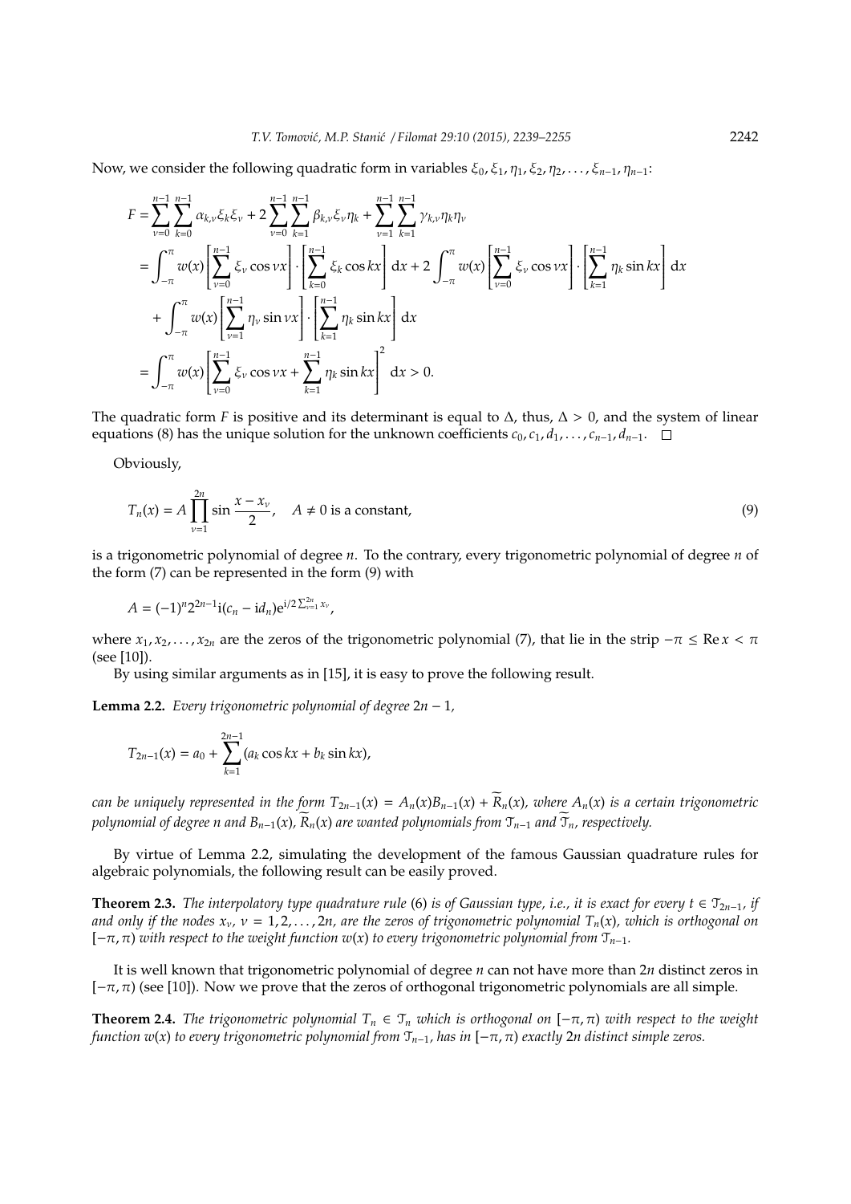Now, we consider the following quadratic form in variables $\xi_0, \xi_1, \eta_1, \xi_2, \eta_2, \ldots, \xi_{n-1}, \eta_{n-1}$:

$$
\begin{aligned}
F &= \sum_{\nu=0}^{n-1}\sum_{k=0}^{n-1} \alpha_{k,\nu}\xi_k\xi_\nu + 2\sum_{\nu=0}^{n-1}\sum_{k=1}^{n-1} \beta_{k,\nu}\xi_\nu\eta_k + \sum_{\nu=1}^{n-1}\sum_{k=1}^{n-1} \gamma_{k,\nu}\eta_k\eta_\nu \\
&= \int_{-\pi}^{\pi} w(x)\left[\sum_{\nu=0}^{n-1}\xi_\nu \cos\nu x\right]\cdot\left[\sum_{k=0}^{n-1}\xi_k\cos kx\right]\mathrm{d}x + 2\int_{-\pi}^{\pi} w(x)\left[\sum_{\nu=0}^{n-1}\xi_\nu\cos\nu x\right]\cdot\left[\sum_{k=1}^{n-1}\eta_k\sin kx\right]\mathrm{d}x \\
&\quad + \int_{-\pi}^{\pi} w(x)\left[\sum_{\nu=1}^{n-1}\eta_\nu\sin\nu x\right]\cdot\left[\sum_{k=1}^{n-1}\eta_k\sin kx\right]\mathrm{d}x \\
&= \int_{-\pi}^{\pi} w(x)\left[\sum_{\nu=0}^{n-1}\xi_\nu\cos\nu x + \sum_{k=1}^{n-1}\eta_k\sin kx\right]^2\mathrm{d}x > 0.
\end{aligned}
$$

The quadratic form $F$ is positive and its determinant is equal to $\Delta$, thus, $\Delta > 0$, and the system of linear equations (8) has the unique solution for the unknown coefficients $c_0, c_1, d_1, \ldots, c_{n-1}, d_{n-1}$. □

Obviously,

$$
T_n(x) = A\prod_{\nu=1}^{2n}\sin\frac{x - x_\nu}{2}, \quad A \neq 0 \text{ is a constant,} \tag{9}
$$

is a trigonometric polynomial of degree $n$. To the contrary, every trigonometric polynomial of degree $n$ of the form (7) can be represented in the form (9) with

$$
A = (-1)^n 2^{2n-1}\mathrm{i}(c_n - \mathrm{i}d_n)\mathrm{e}^{\mathrm{i}/2\sum_{\nu=1}^{2n}x_\nu},
$$

where $x_1, x_2, \ldots, x_{2n}$ are the zeros of the trigonometric polynomial (7), that lie in the strip $-\pi \le \operatorname{Re} x < \pi$ (see [10]).

By using similar arguments as in [15], it is easy to prove the following result.

**Lemma 2.2.** *Every trigonometric polynomial of degree* $2n-1$,

$$
T_{2n-1}(x) = a_0 + \sum_{k=1}^{2n-1}(a_k\cos kx + b_k\sin kx),
$$

*can be uniquely represented in the form* $T_{2n-1}(x) = A_n(x)B_{n-1}(x) + \widetilde{R}_n(x)$, *where* $A_n(x)$ *is a certain trigonometric polynomial of degree n and* $B_{n-1}(x)$, $\widetilde{R}_n(x)$ *are wanted polynomials from* $\mathcal{T}_{n-1}$ *and* $\widetilde{\mathcal{T}}_n$, *respectively.*

By virtue of Lemma 2.2, simulating the development of the famous Gaussian quadrature rules for algebraic polynomials, the following result can be easily proved.

**Theorem 2.3.** *The interpolatory type quadrature rule* (6) *is of Gaussian type, i.e., it is exact for every* $t \in \mathcal{T}_{2n-1}$, *if and only if the nodes* $x_\nu$, $\nu = 1, 2, \ldots, 2n$, *are the zeros of trigonometric polynomial* $T_n(x)$, *which is orthogonal on* $[-\pi, \pi)$ *with respect to the weight function* $w(x)$ *to every trigonometric polynomial from* $\mathcal{T}_{n-1}$.

It is well known that trigonometric polynomial of degree $n$ can not have more than $2n$ distinct zeros in $[-\pi, \pi)$ (see [10]). Now we prove that the zeros of orthogonal trigonometric polynomials are all simple.

**Theorem 2.4.** *The trigonometric polynomial* $T_n \in \mathcal{T}_n$ *which is orthogonal on* $[-\pi, \pi)$ *with respect to the weight function* $w(x)$ *to every trigonometric polynomial from* $\mathcal{T}_{n-1}$, *has in* $[-\pi, \pi)$ *exactly* $2n$ *distinct simple zeros.*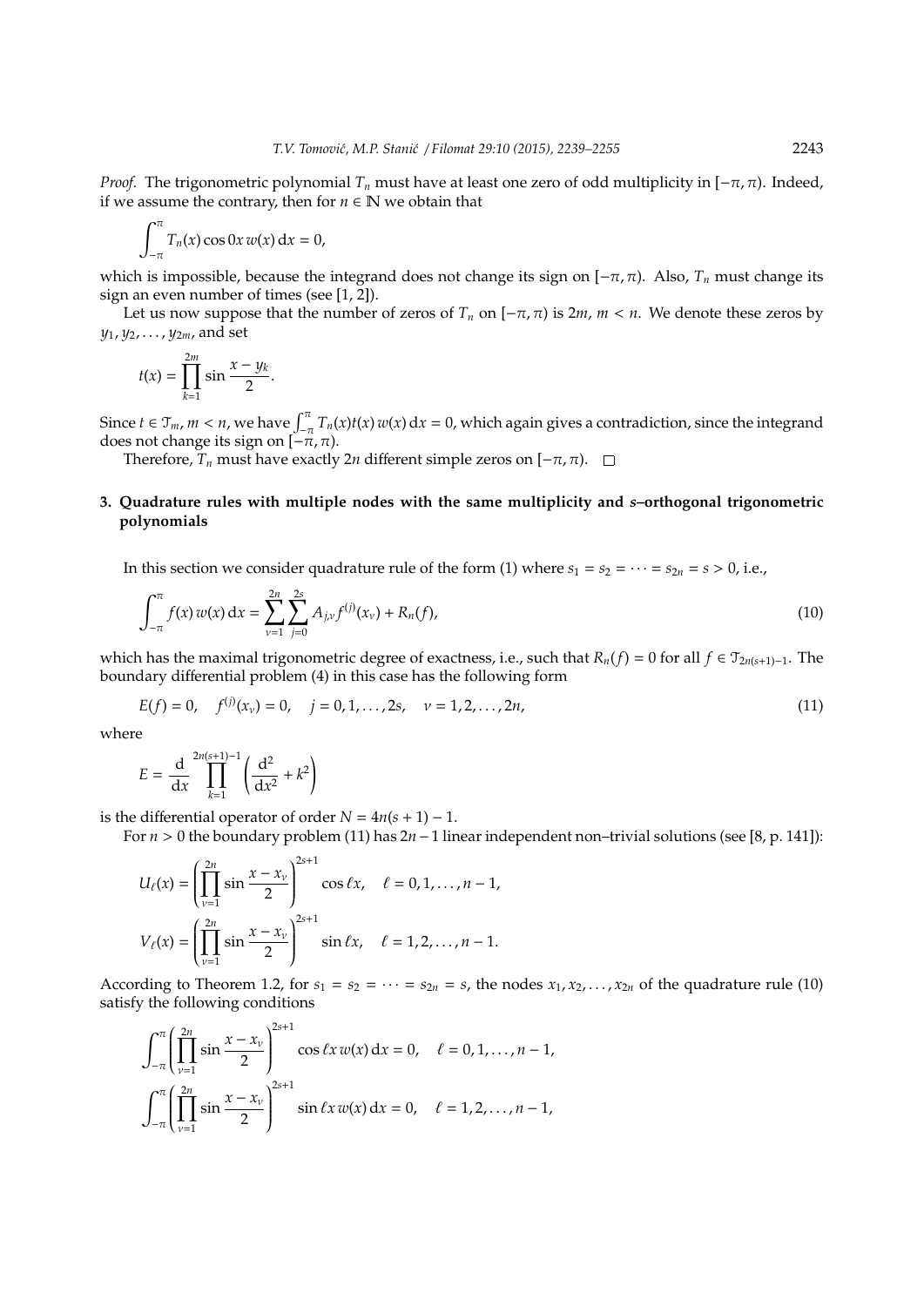*Proof.* The trigonometric polynomial $T_n$ must have at least one zero of odd multiplicity in $[-\pi, \pi)$. Indeed, if we assume the contrary, then for $n \in \mathbb{N}$ we obtain that

$$\int_{-\pi}^{\pi} T_n(x) \cos 0x \, w(x) \, \mathrm{d}x = 0,$$

which is impossible, because the integrand does not change its sign on $[-\pi, \pi)$. Also, $T_n$ must change its sign an even number of times (see [1, 2]).

Let us now suppose that the number of zeros of $T_n$ on $[-\pi, \pi)$ is $2m$, $m < n$. We denote these zeros by $y_1, y_2, \dots, y_{2m}$, and set

$$t(x) = \prod_{k=1}^{2m} \sin \frac{x - y_k}{2}.$$

Since $t \in \mathcal{T}_m$, $m < n$, we have $\int_{-\pi}^{\pi} T_n(x) t(x) \, w(x) \, \mathrm{d}x = 0$, which again gives a contradiction, since the integrand does not change its sign on $[-\pi, \pi)$.

Therefore, $T_n$ must have exactly $2n$ different simple zeros on $[-\pi, \pi)$. $\square$

## 3. Quadrature rules with multiple nodes with the same multiplicity and *s*–orthogonal trigonometric polynomials

In this section we consider quadrature rule of the form (1) where $s_1 = s_2 = \cdots = s_{2n} = s > 0$, i.e.,

$$\int_{-\pi}^{\pi} f(x) \, w(x) \, \mathrm{d}x = \sum_{\nu=1}^{2n} \sum_{j=0}^{2s} A_{j,\nu} f^{(j)}(x_\nu) + R_n(f), \tag{10}$$

which has the maximal trigonometric degree of exactness, i.e., such that $R_n(f) = 0$ for all $f \in \mathcal{T}_{2n(s+1)-1}$. The boundary differential problem (4) in this case has the following form

$$E(f) = 0, \quad f^{(j)}(x_\nu) = 0, \quad j = 0, 1, \dots, 2s, \quad \nu = 1, 2, \dots, 2n, \tag{11}$$

where

$$E = \frac{\mathrm{d}}{\mathrm{d}x} \prod_{k=1}^{2n(s+1)-1} \left( \frac{\mathrm{d}^2}{\mathrm{d}x^2} + k^2 \right)$$

is the differential operator of order $N = 4n(s+1) - 1$.

For $n > 0$ the boundary problem (11) has $2n - 1$ linear independent non–trivial solutions (see [8, p. 141]):

$$U_\ell(x) = \left( \prod_{\nu=1}^{2n} \sin \frac{x - x_\nu}{2} \right)^{2s+1} \cos \ell x, \quad \ell = 0, 1, \dots, n-1,$$

$$V_\ell(x) = \left( \prod_{\nu=1}^{2n} \sin \frac{x - x_\nu}{2} \right)^{2s+1} \sin \ell x, \quad \ell = 1, 2, \dots, n-1.$$

According to Theorem 1.2, for $s_1 = s_2 = \cdots = s_{2n} = s$, the nodes $x_1, x_2, \dots, x_{2n}$ of the quadrature rule (10) satisfy the following conditions

$$\int_{-\pi}^{\pi} \left( \prod_{\nu=1}^{2n} \sin \frac{x - x_\nu}{2} \right)^{2s+1} \cos \ell x \, w(x) \, \mathrm{d}x = 0, \quad \ell = 0, 1, \dots, n-1,$$

$$\int_{-\pi}^{\pi} \left( \prod_{\nu=1}^{2n} \sin \frac{x - x_\nu}{2} \right)^{2s+1} \sin \ell x \, w(x) \, \mathrm{d}x = 0, \quad \ell = 1, 2, \dots, n-1,$$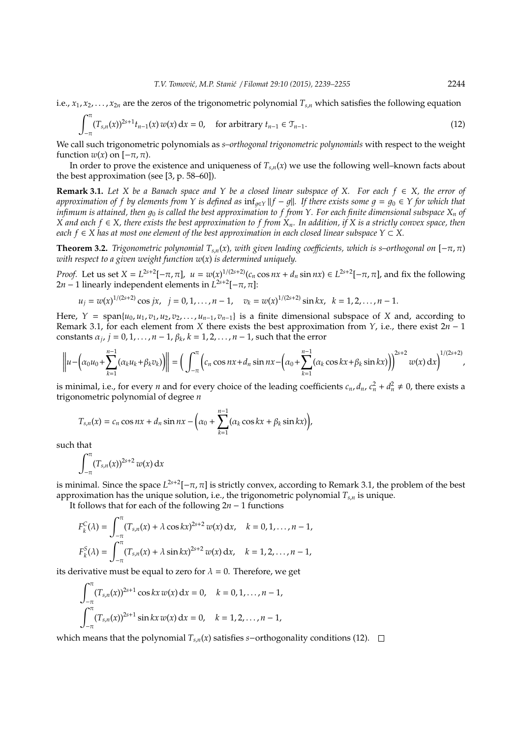i.e., $x_1, x_2, \dots, x_{2n}$ are the zeros of the trigonometric polynomial $T_{s,n}$ which satisfies the following equation

$$\int_{-\pi}^{\pi} (T_{s,n}(x))^{2s+1} t_{n-1}(x)\, w(x)\,\mathrm{d}x = 0, \quad \text{for arbitrary } t_{n-1} \in \mathcal{T}_{n-1}. \tag{12}$$

We call such trigonometric polynomials as *s–orthogonal trigonometric polynomials* with respect to the weight function $w(x)$ on $[-\pi, \pi)$.

In order to prove the existence and uniqueness of $T_{s,n}(x)$ we use the following well–known facts about the best approximation (see [3, p. 58–60]).

**Remark 3.1.** *Let $X$ be a Banach space and $Y$ be a closed linear subspace of $X$. For each $f \in X$, the error of approximation of $f$ by elements from $Y$ is defined as $\inf_{g \in Y} \|f - g\|$. If there exists some $g = g_0 \in Y$ for which that infimum is attained, then $g_0$ is called the best approximation to $f$ from $Y$. For each finite dimensional subspace $X_n$ of $X$ and each $f \in X$, there exists the best approximation to $f$ from $X_n$. In addition, if $X$ is a strictly convex space, then each $f \in X$ has at most one element of the best approximation in each closed linear subspace $Y \subset X$.*

**Theorem 3.2.** *Trigonometric polynomial $T_{s,n}(x)$, with given leading coefficients, which is s–orthogonal on $[-\pi, \pi)$ with respect to a given weight function $w(x)$ is determined uniquely.*

*Proof.* Let us set $X = L^{2s+2}[-\pi, \pi]$, $u = w(x)^{1/(2s+2)}(c_n \cos nx + d_n \sin nx) \in L^{2s+2}[-\pi, \pi]$, and fix the following $2n-1$ linearly independent elements in $L^{2s+2}[-\pi, \pi]$:

$$u_j = w(x)^{1/(2s+2)} \cos jx, \quad j = 0, 1, \dots, n-1, \quad v_k = w(x)^{1/(2s+2)} \sin kx, \quad k = 1, 2, \dots, n-1.$$

Here, $Y = \operatorname{span}\{u_0, u_1, v_1, u_2, v_2, \dots, u_{n-1}, v_{n-1}\}$ is a finite dimensional subspace of $X$ and, according to Remark 3.1, for each element from $X$ there exists the best approximation from $Y$, i.e., there exist $2n-1$ constants $\alpha_j$, $j = 0, 1, \dots, n-1$, $\beta_k$, $k = 1, 2, \dots, n-1$, such that the error

$$\left\| u - \left( \alpha_0 u_0 + \sum_{k=1}^{n-1} (\alpha_k u_k + \beta_k v_k) \right) \right\| = \left( \int_{-\pi}^{\pi} \left( c_n \cos nx + d_n \sin nx - \left( \alpha_0 + \sum_{k=1}^{n-1} (\alpha_k \cos kx + \beta_k \sin kx) \right) \right)^{2s+2} w(x)\,\mathrm{d}x \right)^{1/(2s+2)},$$

is minimal, i.e., for every $n$ and for every choice of the leading coefficients $c_n, d_n$, $c_n^2 + d_n^2 \neq 0$, there exists a trigonometric polynomial of degree $n$

$$T_{s,n}(x) = c_n \cos nx + d_n \sin nx - \left( \alpha_0 + \sum_{k=1}^{n-1} (\alpha_k \cos kx + \beta_k \sin kx) \right),$$

such that

$$\int_{-\pi}^{\pi} (T_{s,n}(x))^{2s+2}\, w(x)\,\mathrm{d}x$$

is minimal. Since the space $L^{2s+2}[-\pi, \pi]$ is strictly convex, according to Remark 3.1, the problem of the best approximation has the unique solution, i.e., the trigonometric polynomial $T_{s,n}$ is unique.

It follows that for each of the following $2n-1$ functions

$$F_k^C(\lambda) = \int_{-\pi}^{\pi} (T_{s,n}(x) + \lambda \cos kx)^{2s+2}\, w(x)\,\mathrm{d}x, \quad k = 0, 1, \dots, n-1,$$

$$F_k^S(\lambda) = \int_{-\pi}^{\pi} (T_{s,n}(x) + \lambda \sin kx)^{2s+2}\, w(x)\,\mathrm{d}x, \quad k = 1, 2, \dots, n-1,$$

its derivative must be equal to zero for $\lambda = 0$. Therefore, we get

$$\int_{-\pi}^{\pi} (T_{s,n}(x))^{2s+1} \cos kx\, w(x)\,\mathrm{d}x = 0, \quad k = 0, 1, \dots, n-1,$$

$$\int_{-\pi}^{\pi} (T_{s,n}(x))^{2s+1} \sin kx\, w(x)\,\mathrm{d}x = 0, \quad k = 1, 2, \dots, n-1,$$

which means that the polynomial $T_{s,n}(x)$ satisfies $s$–orthogonality conditions (12). $\square$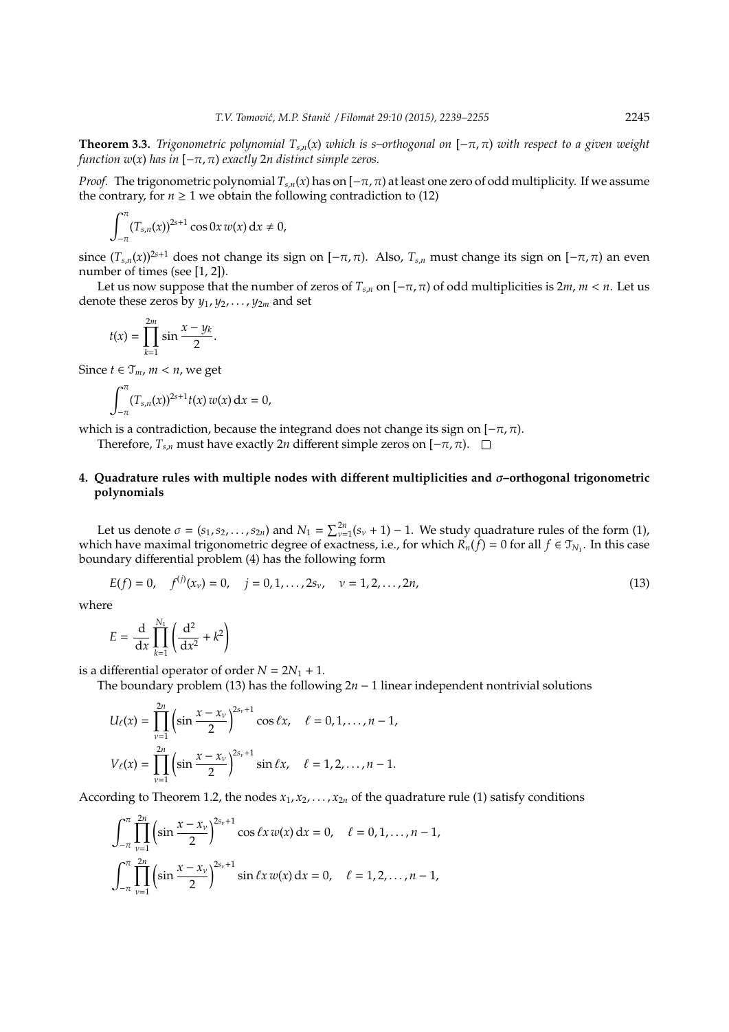**Theorem 3.3.** *Trigonometric polynomial $T_{s,n}(x)$ which is s–orthogonal on $[-\pi,\pi)$ with respect to a given weight function $w(x)$ has in $[-\pi,\pi)$ exactly $2n$ distinct simple zeros.*

*Proof.* The trigonometric polynomial $T_{s,n}(x)$ has on $[-\pi,\pi)$ at least one zero of odd multiplicity. If we assume the contrary, for $n \geq 1$ we obtain the following contradiction to (12)

$$\int_{-\pi}^{\pi} (T_{s,n}(x))^{2s+1} \cos 0x \, w(x) \, \mathrm{d}x \neq 0,$$

since $(T_{s,n}(x))^{2s+1}$ does not change its sign on $[-\pi,\pi)$. Also, $T_{s,n}$ must change its sign on $[-\pi,\pi)$ an even number of times (see [1, 2]).

Let us now suppose that the number of zeros of $T_{s,n}$ on $[-\pi,\pi)$ of odd multiplicities is $2m$, $m < n$. Let us denote these zeros by $y_1, y_2, \ldots, y_{2m}$ and set

$$t(x) = \prod_{k=1}^{2m} \sin \frac{x - y_k}{2}.$$

Since $t \in \mathcal{T}_m$, $m < n$, we get

$$\int_{-\pi}^{\pi} (T_{s,n}(x))^{2s+1} t(x) \, w(x) \, \mathrm{d}x = 0,$$

which is a contradiction, because the integrand does not change its sign on $[-\pi,\pi)$.

Therefore, $T_{s,n}$ must have exactly $2n$ different simple zeros on $[-\pi,\pi)$. $\square$

## 4. Quadrature rules with multiple nodes with different multiplicities and $\sigma$–orthogonal trigonometric polynomials

Let us denote $\sigma = (s_1, s_2, \ldots, s_{2n})$ and $N_1 = \sum_{\nu=1}^{2n}(s_\nu + 1) - 1$. We study quadrature rules of the form (1), which have maximal trigonometric degree of exactness, i.e., for which $R_n(f) = 0$ for all $f \in \mathcal{T}_{N_1}$. In this case boundary differential problem (4) has the following form

$$E(f) = 0, \quad f^{(j)}(x_\nu) = 0, \quad j = 0, 1, \ldots, 2s_\nu, \quad \nu = 1, 2, \ldots, 2n, \tag{13}$$

where

$$E = \frac{\mathrm{d}}{\mathrm{d}x} \prod_{k=1}^{N_1} \left( \frac{\mathrm{d}^2}{\mathrm{d}x^2} + k^2 \right)$$

is a differential operator of order $N = 2N_1 + 1$.

The boundary problem (13) has the following $2n - 1$ linear independent nontrivial solutions

$$U_\ell(x) = \prod_{\nu=1}^{2n} \left( \sin \frac{x - x_\nu}{2} \right)^{2s_\nu + 1} \cos \ell x, \quad \ell = 0, 1, \ldots, n-1,$$

$$V_\ell(x) = \prod_{\nu=1}^{2n} \left( \sin \frac{x - x_\nu}{2} \right)^{2s_\nu + 1} \sin \ell x, \quad \ell = 1, 2, \ldots, n-1.$$

According to Theorem 1.2, the nodes $x_1, x_2, \ldots, x_{2n}$ of the quadrature rule (1) satisfy conditions

$$\int_{-\pi}^{\pi} \prod_{\nu=1}^{2n} \left( \sin \frac{x - x_\nu}{2} \right)^{2s_\nu + 1} \cos \ell x \, w(x) \, \mathrm{d}x = 0, \quad \ell = 0, 1, \ldots, n-1,$$

$$\int_{-\pi}^{\pi} \prod_{\nu=1}^{2n} \left( \sin \frac{x - x_\nu}{2} \right)^{2s_\nu + 1} \sin \ell x \, w(x) \, \mathrm{d}x = 0, \quad \ell = 1, 2, \ldots, n-1,$$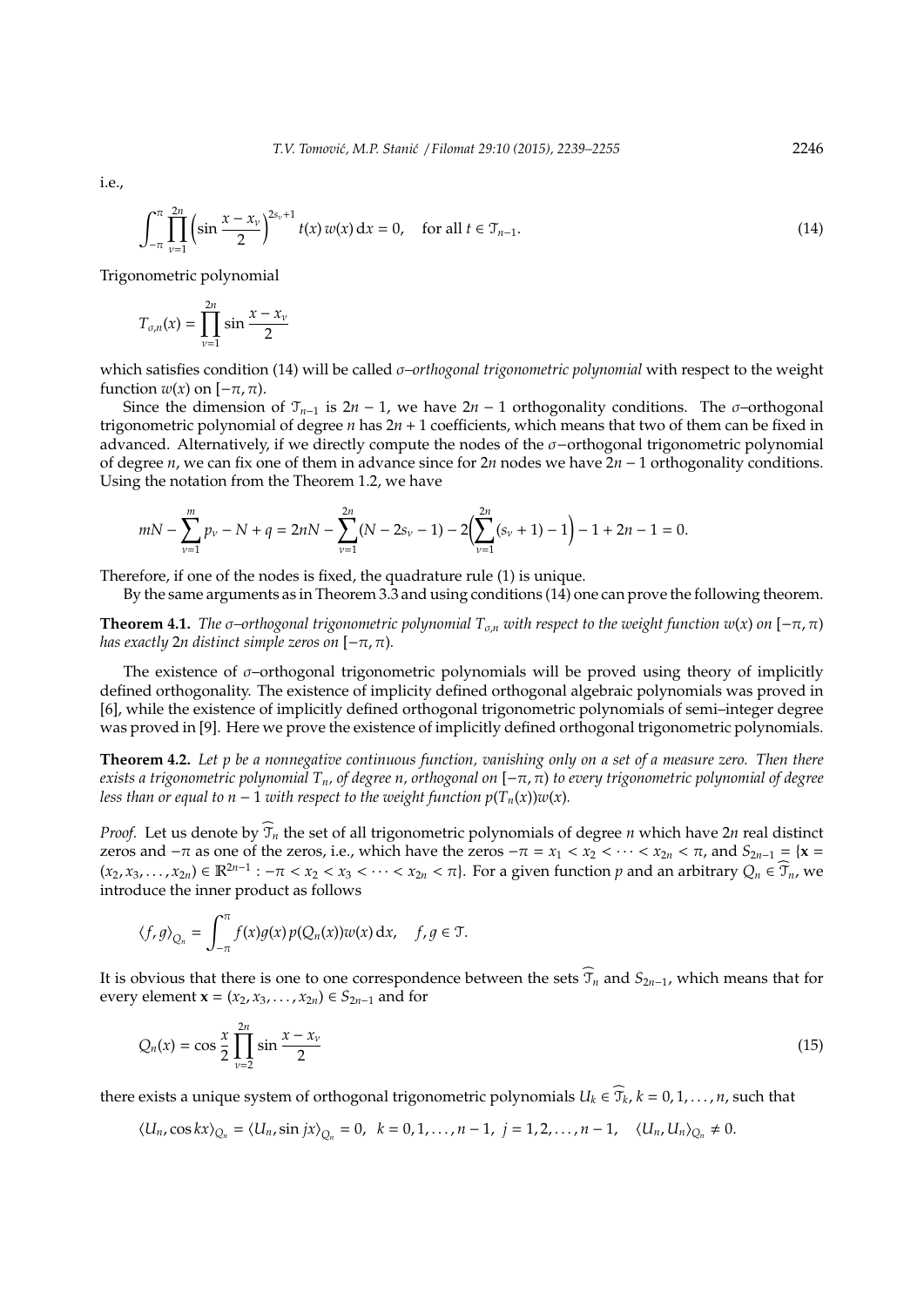i.e.,

$$\int_{-\pi}^{\pi} \prod_{\nu=1}^{2n} \left( \sin \frac{x - x_\nu}{2} \right)^{2s_\nu + 1} t(x)\, w(x)\, \mathrm{d}x = 0, \quad \text{for all } t \in \mathcal{T}_{n-1}. \tag{14}$$

Trigonometric polynomial

$$T_{\sigma,n}(x) = \prod_{\nu=1}^{2n} \sin \frac{x - x_\nu}{2}$$

which satisfies condition (14) will be called *σ–orthogonal trigonometric polynomial* with respect to the weight function $w(x)$ on $[-\pi, \pi)$.

Since the dimension of $\mathcal{T}_{n-1}$ is $2n - 1$, we have $2n - 1$ orthogonality conditions. The $\sigma$–orthogonal trigonometric polynomial of degree $n$ has $2n + 1$ coefficients, which means that two of them can be fixed in advanced. Alternatively, if we directly compute the nodes of the $\sigma-$orthogonal trigonometric polynomial of degree $n$, we can fix one of them in advance since for $2n$ nodes we have $2n - 1$ orthogonality conditions. Using the notation from the Theorem 1.2, we have

$$mN - \sum_{\nu=1}^{m} p_\nu - N + q = 2nN - \sum_{\nu=1}^{2n} (N - 2s_\nu - 1) - 2\Big( \sum_{\nu=1}^{2n} (s_\nu + 1) - 1 \Big) - 1 + 2n - 1 = 0.$$

Therefore, if one of the nodes is fixed, the quadrature rule (1) is unique.

By the same arguments as in Theorem 3.3 and using conditions (14) one can prove the following theorem.

**Theorem 4.1.** *The σ–orthogonal trigonometric polynomial $T_{\sigma,n}$ with respect to the weight function $w(x)$ on $[-\pi, \pi)$ has exactly $2n$ distinct simple zeros on $[-\pi, \pi)$.*

The existence of $\sigma$–orthogonal trigonometric polynomials will be proved using theory of implicitly defined orthogonality. The existence of implicity defined orthogonal algebraic polynomials was proved in [6], while the existence of implicitly defined orthogonal trigonometric polynomials of semi–integer degree was proved in [9]. Here we prove the existence of implicitly defined orthogonal trigonometric polynomials.

**Theorem 4.2.** *Let p be a nonnegative continuous function, vanishing only on a set of a measure zero. Then there exists a trigonometric polynomial $T_n$, of degree n, orthogonal on $[-\pi, \pi)$ to every trigonometric polynomial of degree less than or equal to $n - 1$ with respect to the weight function $p(T_n(x))w(x)$.*

*Proof.* Let us denote by $\widehat{\mathcal{T}}_n$ the set of all trigonometric polynomials of degree $n$ which have $2n$ real distinct zeros and $-\pi$ as one of the zeros, i.e., which have the zeros $-\pi = x_1 < x_2 < \cdots < x_{2n} < \pi$, and $S_{2n-1} = \{\mathbf{x} = (x_2, x_3, \ldots, x_{2n}) \in \mathbb{R}^{2n-1} : -\pi < x_2 < x_3 < \cdots < x_{2n} < \pi\}$. For a given function $p$ and an arbitrary $Q_n \in \widehat{\mathcal{T}}_n$, we introduce the inner product as follows

$$\langle f, g \rangle_{Q_n} = \int_{-\pi}^{\pi} f(x) g(x)\, p(Q_n(x)) w(x)\, \mathrm{d}x, \quad f, g \in \mathcal{T}.$$

It is obvious that there is one to one correspondence between the sets $\widehat{\mathcal{T}}_n$ and $S_{2n-1}$, which means that for every element $\mathbf{x} = (x_2, x_3, \ldots, x_{2n}) \in S_{2n-1}$ and for

$$Q_n(x) = \cos \frac{x}{2} \prod_{\nu=2}^{2n} \sin \frac{x - x_\nu}{2} \tag{15}$$

there exists a unique system of orthogonal trigonometric polynomials $U_k \in \widehat{\mathcal{T}}_k$, $k = 0, 1, \ldots, n$, such that

$$\langle U_n, \cos kx \rangle_{Q_n} = \langle U_n, \sin jx \rangle_{Q_n} = 0, \quad k = 0, 1, \ldots, n-1, \; j = 1, 2, \ldots, n-1, \quad \langle U_n, U_n \rangle_{Q_n} \neq 0.$$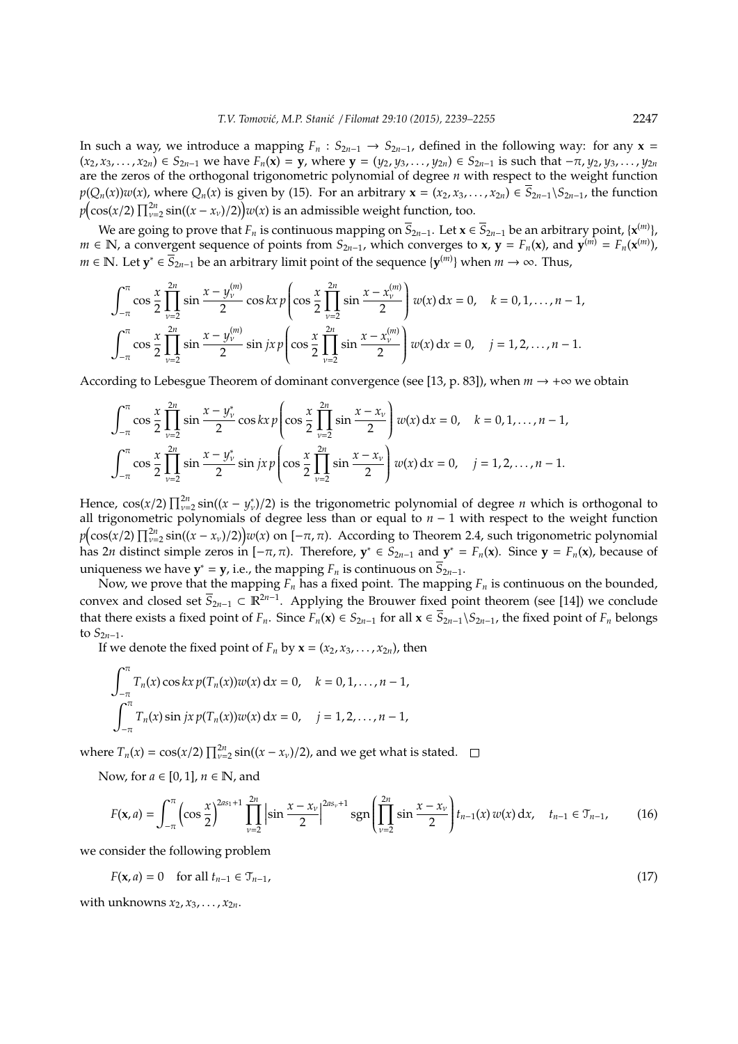In such a way, we introduce a mapping $F_n : S_{2n-1} \to S_{2n-1}$, defined in the following way: for any $\mathbf{x} = (x_2, x_3, \dots, x_{2n}) \in S_{2n-1}$ we have $F_n(\mathbf{x}) = \mathbf{y}$, where $\mathbf{y} = (y_2, y_3, \dots, y_{2n}) \in S_{2n-1}$ is such that $-\pi, y_2, y_3, \dots, y_{2n}$ are the zeros of the orthogonal trigonometric polynomial of degree $n$ with respect to the weight function $p(Q_n(x))w(x)$, where $Q_n(x)$ is given by (15). For an arbitrary $\mathbf{x} = (x_2, x_3, \dots, x_{2n}) \in \overline{S}_{2n-1} \backslash S_{2n-1}$, the function $p\Big(\cos(x/2) \prod_{\nu=2}^{2n} \sin((x - x_\nu)/2)\Big) w(x)$ is an admissible weight function, too.

We are going to prove that $F_n$ is continuous mapping on $\overline{S}_{2n-1}$. Let $\mathbf{x} \in \overline{S}_{2n-1}$ be an arbitrary point, $\{\mathbf{x}^{(m)}\}$, $m \in \mathbb{N}$, a convergent sequence of points from $S_{2n-1}$, which converges to $\mathbf{x}$, $\mathbf{y} = F_n(\mathbf{x})$, and $\mathbf{y}^{(m)} = F_n(\mathbf{x}^{(m)})$, $m \in \mathbb{N}$. Let $\mathbf{y}^* \in \overline{S}_{2n-1}$ be an arbitrary limit point of the sequence $\{\mathbf{y}^{(m)}\}$ when $m \to \infty$. Thus,

$$\int_{-\pi}^{\pi} \cos\frac{x}{2} \prod_{\nu=2}^{2n} \sin\frac{x - y_\nu^{(m)}}{2} \cos kx \, p\left(\cos\frac{x}{2} \prod_{\nu=2}^{2n} \sin\frac{x - x_\nu^{(m)}}{2}\right) w(x)\, \mathrm{d}x = 0, \quad k = 0, 1, \dots, n-1,$$

$$\int_{-\pi}^{\pi} \cos\frac{x}{2} \prod_{\nu=2}^{2n} \sin\frac{x - y_\nu^{(m)}}{2} \sin jx \, p\left(\cos\frac{x}{2} \prod_{\nu=2}^{2n} \sin\frac{x - x_\nu^{(m)}}{2}\right) w(x)\, \mathrm{d}x = 0, \quad j = 1, 2, \dots, n-1.$$

According to Lebesgue Theorem of dominant convergence (see [13, p. 83]), when $m \to +\infty$ we obtain

$$\int_{-\pi}^{\pi} \cos\frac{x}{2} \prod_{\nu=2}^{2n} \sin\frac{x - y_\nu^{*}}{2} \cos kx \, p\left(\cos\frac{x}{2} \prod_{\nu=2}^{2n} \sin\frac{x - x_\nu}{2}\right) w(x)\, \mathrm{d}x = 0, \quad k = 0, 1, \dots, n-1,$$

$$\int_{-\pi}^{\pi} \cos\frac{x}{2} \prod_{\nu=2}^{2n} \sin\frac{x - y_\nu^{*}}{2} \sin jx \, p\left(\cos\frac{x}{2} \prod_{\nu=2}^{2n} \sin\frac{x - x_\nu}{2}\right) w(x)\, \mathrm{d}x = 0, \quad j = 1, 2, \dots, n-1.$$

Hence, $\cos(x/2) \prod_{\nu=2}^{2n} \sin((x - y_\nu^*)/2)$ is the trigonometric polynomial of degree $n$ which is orthogonal to all trigonometric polynomials of degree less than or equal to $n-1$ with respect to the weight function $p\Big(\cos(x/2) \prod_{\nu=2}^{2n} \sin((x - x_\nu)/2)\Big) w(x)$ on $[-\pi, \pi)$. According to Theorem 2.4, such trigonometric polynomial has $2n$ distinct simple zeros in $[-\pi, \pi)$. Therefore, $\mathbf{y}^* \in S_{2n-1}$ and $\mathbf{y}^* = F_n(\mathbf{x})$. Since $\mathbf{y} = F_n(\mathbf{x})$, because of uniqueness we have $\mathbf{y}^* = \mathbf{y}$, i.e., the mapping $F_n$ is continuous on $\overline{S}_{2n-1}$.

Now, we prove that the mapping $F_n$ has a fixed point. The mapping $F_n$ is continuous on the bounded, convex and closed set $\overline{S}_{2n-1} \subset \mathbb{R}^{2n-1}$. Applying the Brouwer fixed point theorem (see [14]) we conclude that there exists a fixed point of $F_n$. Since $F_n(\mathbf{x}) \in S_{2n-1}$ for all $\mathbf{x} \in \overline{S}_{2n-1} \backslash S_{2n-1}$, the fixed point of $F_n$ belongs to $S_{2n-1}$.

If we denote the fixed point of $F_n$ by $\mathbf{x} = (x_2, x_3, \dots, x_{2n})$, then

$$\int_{-\pi}^{\pi} T_n(x) \cos kx \, p(T_n(x)) w(x)\, \mathrm{d}x = 0, \quad k = 0, 1, \dots, n-1,$$

$$\int_{-\pi}^{\pi} T_n(x) \sin jx \, p(T_n(x)) w(x)\, \mathrm{d}x = 0, \quad j = 1, 2, \dots, n-1,$$

where $T_n(x) = \cos(x/2) \prod_{\nu=2}^{2n} \sin((x - x_\nu)/2)$, and we get what is stated. $\square$

Now, for $a \in [0, 1]$, $n \in \mathbb{N}$, and

$$F(\mathbf{x}, a) = \int_{-\pi}^{\pi} \left(\cos\frac{x}{2}\right)^{2as_1+1} \prod_{\nu=2}^{2n} \left|\sin\frac{x - x_\nu}{2}\right|^{2as_\nu+1} \operatorname{sgn}\left(\prod_{\nu=2}^{2n} \sin\frac{x - x_\nu}{2}\right) t_{n-1}(x)\, w(x)\, \mathrm{d}x, \quad t_{n-1} \in \mathcal{T}_{n-1}, \tag{16}$$

we consider the following problem

$$F(\mathbf{x}, a) = 0 \quad \text{for all } t_{n-1} \in \mathcal{T}_{n-1}, \tag{17}$$

with unknowns $x_2, x_3, \dots, x_{2n}$.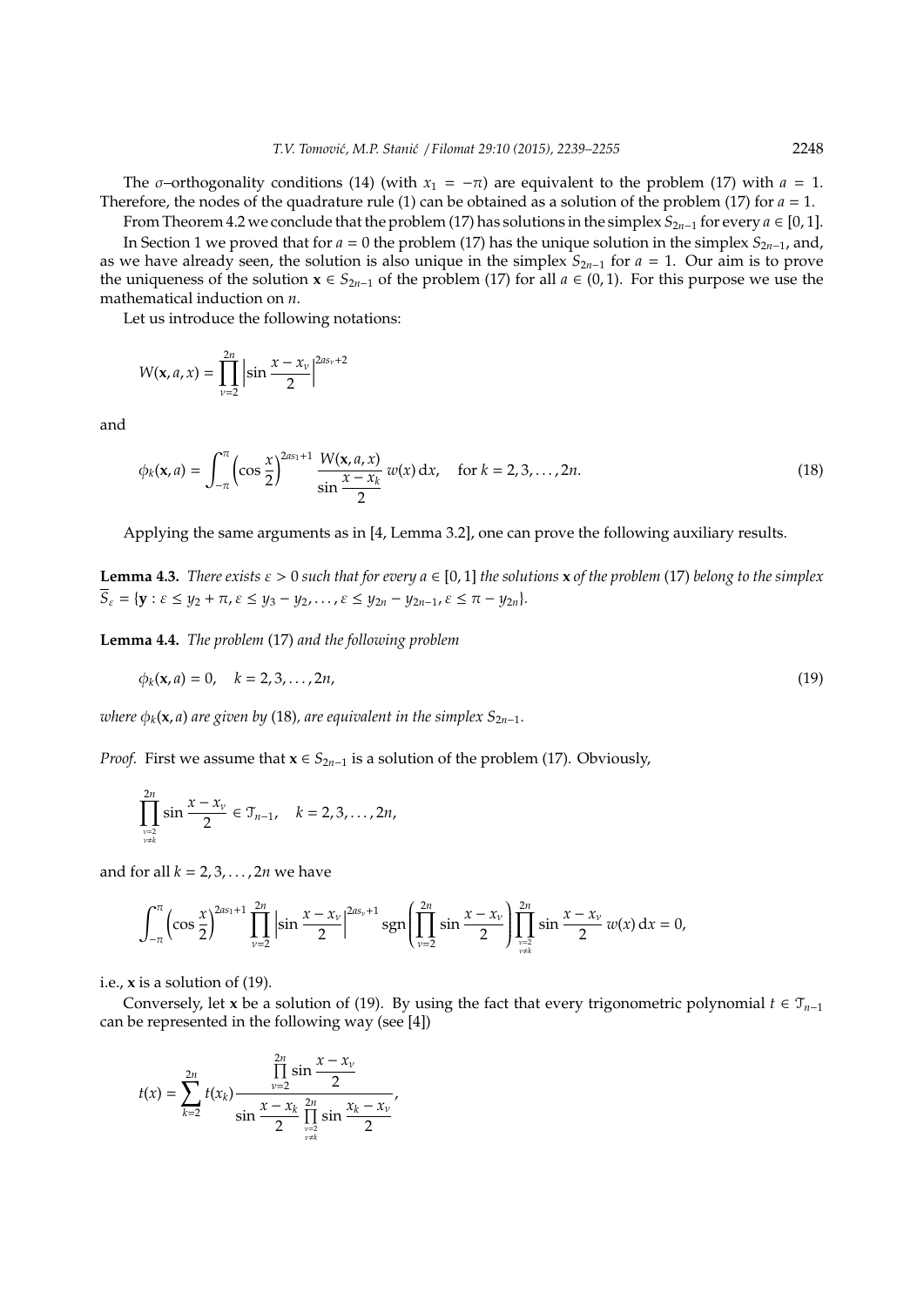The $\sigma$–orthogonality conditions (14) (with $x_1 = -\pi$) are equivalent to the problem (17) with $a = 1$. Therefore, the nodes of the quadrature rule (1) can be obtained as a solution of the problem (17) for $a = 1$.

From Theorem 4.2 we conclude that the problem (17) has solutions in the simplex $S_{2n-1}$ for every $a \in [0, 1]$.

In Section 1 we proved that for $a = 0$ the problem (17) has the unique solution in the simplex $S_{2n-1}$, and, as we have already seen, the solution is also unique in the simplex $S_{2n-1}$ for $a = 1$. Our aim is to prove the uniqueness of the solution $\mathbf{x} \in S_{2n-1}$ of the problem (17) for all $a \in (0, 1)$. For this purpose we use the mathematical induction on $n$.

Let us introduce the following notations:

$$W(\mathbf{x}, a, x) = \prod_{\nu=2}^{2n} \left| \sin \frac{x - x_\nu}{2} \right|^{2as_\nu + 2}$$

and

$$\phi_k(\mathbf{x}, a) = \int_{-\pi}^{\pi} \left( \cos \frac{x}{2} \right)^{2as_1 + 1} \frac{W(\mathbf{x}, a, x)}{\sin \dfrac{x - x_k}{2}} \, w(x) \, \mathrm{d}x, \quad \text{for } k = 2, 3, \ldots, 2n. \tag{18}$$

Applying the same arguments as in [4, Lemma 3.2], one can prove the following auxiliary results.

**Lemma 4.3.** *There exists $\varepsilon > 0$ such that for every $a \in [0, 1]$ the solutions $\mathbf{x}$ of the problem (17) belong to the simplex $\overline{S}_\varepsilon = \{\mathbf{y} : \varepsilon \leq y_2 + \pi, \varepsilon \leq y_3 - y_2, \ldots, \varepsilon \leq y_{2n} - y_{2n-1}, \varepsilon \leq \pi - y_{2n}\}$.*

**Lemma 4.4.** *The problem (17) and the following problem*

$$\phi_k(\mathbf{x}, a) = 0, \quad k = 2, 3, \ldots, 2n, \tag{19}$$

*where $\phi_k(\mathbf{x}, a)$ are given by (18), are equivalent in the simplex $S_{2n-1}$.*

*Proof.* First we assume that $\mathbf{x} \in S_{2n-1}$ is a solution of the problem (17). Obviously,

$$\prod_{\substack{\nu=2 \\ \nu \neq k}}^{2n} \sin \frac{x - x_\nu}{2} \in \mathcal{T}_{n-1}, \quad k = 2, 3, \ldots, 2n,$$

and for all $k = 2, 3, \ldots, 2n$ we have

$$\int_{-\pi}^{\pi} \left( \cos \frac{x}{2} \right)^{2as_1 + 1} \prod_{\nu=2}^{2n} \left| \sin \frac{x - x_\nu}{2} \right|^{2as_\nu + 1} \operatorname{sgn}\left( \prod_{\nu=2}^{2n} \sin \frac{x - x_\nu}{2} \right) \prod_{\substack{\nu=2 \\ \nu \neq k}}^{2n} \sin \frac{x - x_\nu}{2} \, w(x) \, \mathrm{d}x = 0,$$

i.e., $\mathbf{x}$ is a solution of (19).

Conversely, let $\mathbf{x}$ be a solution of (19). By using the fact that every trigonometric polynomial $t \in \mathcal{T}_{n-1}$ can be represented in the following way (see [4])

$$t(x) = \sum_{k=2}^{2n} t(x_k) \frac{\prod\limits_{\nu=2}^{2n} \sin \dfrac{x - x_\nu}{2}}{\sin \dfrac{x - x_k}{2} \prod\limits_{\substack{\nu=2 \\ \nu \neq k}}^{2n} \sin \dfrac{x_k - x_\nu}{2}},$$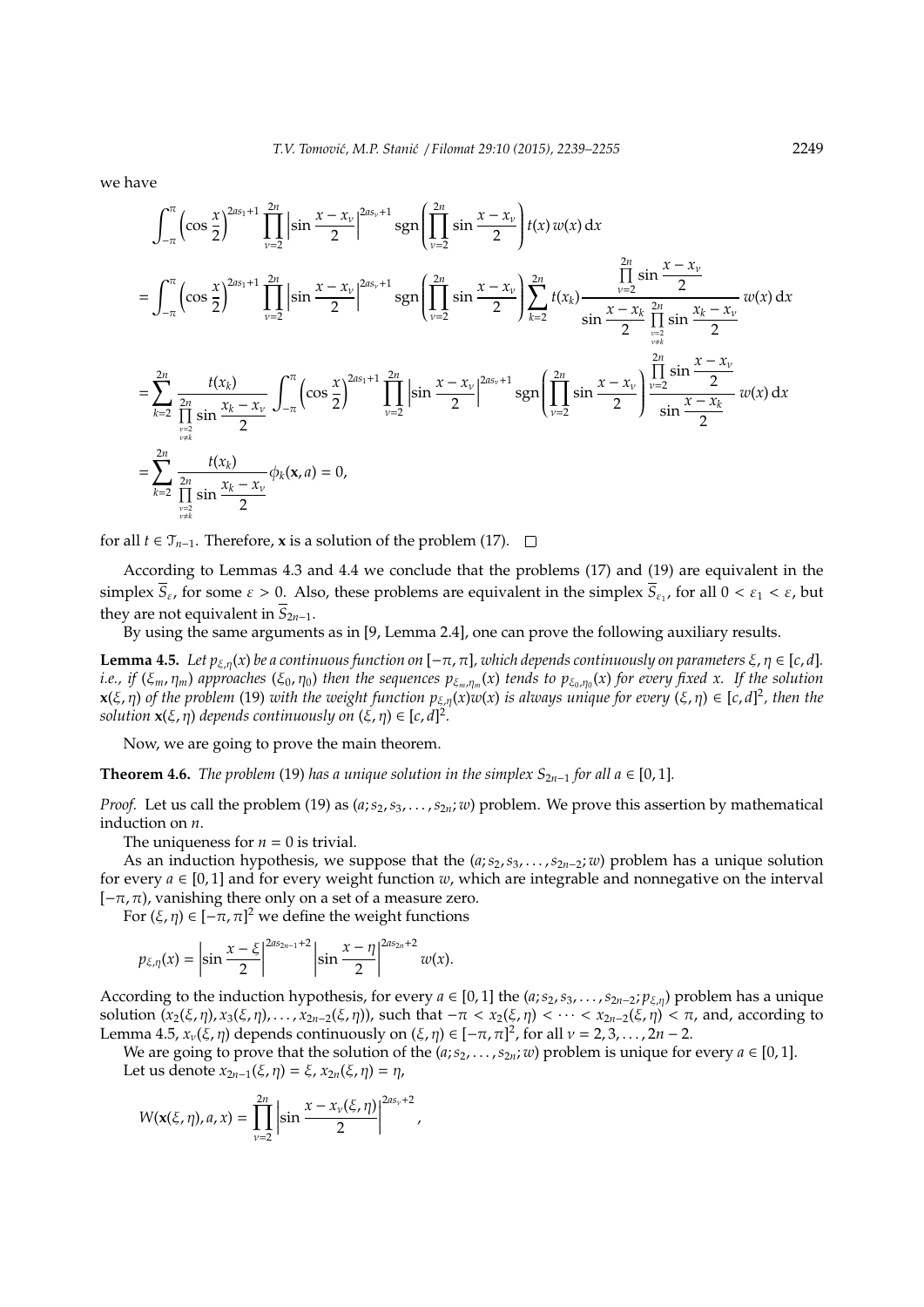we have

$$
\begin{aligned}
&\int_{-\pi}^{\pi}\Big(\cos\frac{x}{2}\Big)^{2as_1+1}\prod_{\nu=2}^{2n}\Big|\sin\frac{x-x_\nu}{2}\Big|^{2as_\nu+1}\operatorname{sgn}\Bigg(\prod_{\nu=2}^{2n}\sin\frac{x-x_\nu}{2}\Bigg)t(x)\,w(x)\,\mathrm{d}x\\
&=\int_{-\pi}^{\pi}\Big(\cos\frac{x}{2}\Big)^{2as_1+1}\prod_{\nu=2}^{2n}\Big|\sin\frac{x-x_\nu}{2}\Big|^{2as_\nu+1}\operatorname{sgn}\Bigg(\prod_{\nu=2}^{2n}\sin\frac{x-x_\nu}{2}\Bigg)\sum_{k=2}^{2n}t(x_k)\frac{\prod\limits_{\nu=2}^{2n}\sin\dfrac{x-x_\nu}{2}}{\sin\dfrac{x-x_k}{2}\prod\limits_{\substack{\nu=2\\ \nu\neq k}}^{2n}\sin\dfrac{x_k-x_\nu}{2}}\,w(x)\,\mathrm{d}x\\
&=\sum_{k=2}^{2n}\frac{t(x_k)}{\prod\limits_{\substack{\nu=2\\ \nu\neq k}}^{2n}\sin\dfrac{x_k-x_\nu}{2}}\int_{-\pi}^{\pi}\Big(\cos\frac{x}{2}\Big)^{2as_1+1}\prod_{\nu=2}^{2n}\Big|\sin\frac{x-x_\nu}{2}\Big|^{2as_\nu+1}\operatorname{sgn}\Bigg(\prod_{\nu=2}^{2n}\sin\frac{x-x_\nu}{2}\Bigg)\frac{\prod\limits_{\nu=2}^{2n}\sin\dfrac{x-x_\nu}{2}}{\sin\dfrac{x-x_k}{2}}\,w(x)\,\mathrm{d}x\\
&=\sum_{k=2}^{2n}\frac{t(x_k)}{\prod\limits_{\substack{\nu=2\\ \nu\neq k}}^{2n}\sin\dfrac{x_k-x_\nu}{2}}\phi_k(\mathbf{x},a)=0,
\end{aligned}
$$

for all $t\in\mathcal{T}_{n-1}$. Therefore, $\mathbf{x}$ is a solution of the problem (17). $\square$

According to Lemmas 4.3 and 4.4 we conclude that the problems (17) and (19) are equivalent in the simplex $\overline{S}_\varepsilon$, for some $\varepsilon>0$. Also, these problems are equivalent in the simplex $\overline{S}_{\varepsilon_1}$, for all $0<\varepsilon_1<\varepsilon$, but they are not equivalent in $\overline{S}_{2n-1}$.

By using the same arguments as in [9, Lemma 2.4], one can prove the following auxiliary results.

**Lemma 4.5.** *Let $p_{\xi,\eta}(x)$ be a continuous function on $[-\pi,\pi]$, which depends continuously on parameters $\xi,\eta\in[c,d]$. i.e., if $(\xi_m,\eta_m)$ approaches $(\xi_0,\eta_0)$ then the sequences $p_{\xi_m,\eta_m}(x)$ tends to $p_{\xi_0,\eta_0}(x)$ for every fixed $x$. If the solution $\mathbf{x}(\xi,\eta)$ of the problem (19) with the weight function $p_{\xi,\eta}(x)w(x)$ is always unique for every $(\xi,\eta)\in[c,d]^2$, then the solution $\mathbf{x}(\xi,\eta)$ depends continuously on $(\xi,\eta)\in[c,d]^2$.*

Now, we are going to prove the main theorem.

**Theorem 4.6.** *The problem (19) has a unique solution in the simplex $S_{2n-1}$ for all $a\in[0,1]$.*

*Proof.* Let us call the problem (19) as $(a;s_2,s_3,\ldots,s_{2n};w)$ problem. We prove this assertion by mathematical induction on $n$.

The uniqueness for $n=0$ is trivial.

As an induction hypothesis, we suppose that the $(a;s_2,s_3,\ldots,s_{2n-2};w)$ problem has a unique solution for every $a\in[0,1]$ and for every weight function $w$, which are integrable and nonnegative on the interval $[-\pi,\pi)$, vanishing there only on a set of a measure zero.

For $(\xi,\eta)\in[-\pi,\pi]^2$ we define the weight functions

$$
p_{\xi,\eta}(x)=\Big|\sin\frac{x-\xi}{2}\Big|^{2as_{2n-1}+2}\Big|\sin\frac{x-\eta}{2}\Big|^{2as_{2n}+2}w(x).
$$

According to the induction hypothesis, for every $a\in[0,1]$ the $(a;s_2,s_3,\ldots,s_{2n-2};p_{\xi,\eta})$ problem has a unique solution $(x_2(\xi,\eta),x_3(\xi,\eta),\ldots,x_{2n-2}(\xi,\eta))$, such that $-\pi<x_2(\xi,\eta)<\cdots<x_{2n-2}(\xi,\eta)<\pi$, and, according to Lemma 4.5, $x_\nu(\xi,\eta)$ depends continuously on $(\xi,\eta)\in[-\pi,\pi]^2$, for all $\nu=2,3,\ldots,2n-2$.

We are going to prove that the solution of the $(a;s_2,\ldots,s_{2n};w)$ problem is unique for every $a\in[0,1]$.

Let us denote $x_{2n-1}(\xi,\eta)=\xi$, $x_{2n}(\xi,\eta)=\eta$,

$$
W(\mathbf{x}(\xi,\eta),a,x)=\prod_{\nu=2}^{2n}\Big|\sin\frac{x-x_\nu(\xi,\eta)}{2}\Big|^{2as_\nu+2},
$$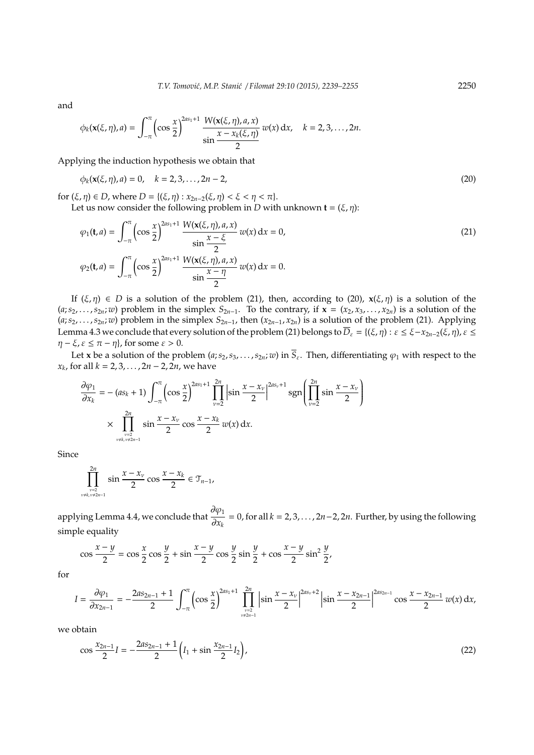and

$$\phi_k(\mathbf{x}(\xi,\eta),a) = \int_{-\pi}^{\pi} \Big(\cos\frac{x}{2}\Big)^{2as_1+1} \frac{W(\mathbf{x}(\xi,\eta),a,x)}{\sin\dfrac{x-x_k(\xi,\eta)}{2}}\, w(x)\,\mathrm{d}x, \quad k=2,3,\ldots,2n.$$

Applying the induction hypothesis we obtain that

$$\phi_k(\mathbf{x}(\xi,\eta),a) = 0, \quad k=2,3,\ldots,2n-2, \tag{20}$$

for $(\xi,\eta)\in D$, where $D=\{(\xi,\eta) : x_{2n-2}(\xi,\eta) < \xi < \eta < \pi\}$.

Let us now consider the following problem in $D$ with unknown $\mathbf{t}=(\xi,\eta)$:

$$\begin{aligned}
\varphi_1(\mathbf{t},a) &= \int_{-\pi}^{\pi} \Big(\cos\frac{x}{2}\Big)^{2as_1+1} \frac{W(\mathbf{x}(\xi,\eta),a,x)}{\sin\dfrac{x-\xi}{2}}\, w(x)\,\mathrm{d}x = 0, \\
\varphi_2(\mathbf{t},a) &= \int_{-\pi}^{\pi} \Big(\cos\frac{x}{2}\Big)^{2as_1+1} \frac{W(\mathbf{x}(\xi,\eta),a,x)}{\sin\dfrac{x-\eta}{2}}\, w(x)\,\mathrm{d}x = 0.
\end{aligned} \tag{21}$$

If $(\xi,\eta)\in D$ is a solution of the problem (21), then, according to (20), $\mathbf{x}(\xi,\eta)$ is a solution of the $(a;s_2,\ldots,s_{2n};w)$ problem in the simplex $S_{2n-1}$. To the contrary, if $\mathbf{x}=(x_2,x_3,\ldots,x_{2n})$ is a solution of the $(a;s_2,\ldots,s_{2n};w)$ problem in the simplex $S_{2n-1}$, then $(x_{2n-1},x_{2n})$ is a solution of the problem (21). Applying Lemma 4.3 we conclude that every solution of the problem (21) belongs to $\overline{D}_\varepsilon = \{(\xi,\eta) : \varepsilon \le \xi - x_{2n-2}(\xi,\eta), \varepsilon \le \eta-\xi, \varepsilon \le \pi-\eta\}$, for some $\varepsilon>0$.

Let $\mathbf{x}$ be a solution of the problem $(a;s_2,s_3,\ldots,s_{2n};w)$ in $\overline{S}_\varepsilon$. Then, differentiating $\varphi_1$ with respect to the $x_k$, for all $k=2,3,\ldots,2n-2,2n$, we have

$$\begin{aligned}
\frac{\partial\varphi_1}{\partial x_k} = &-(as_k+1)\int_{-\pi}^{\pi}\Big(\cos\frac{x}{2}\Big)^{2as_1+1}\prod_{\nu=2}^{2n}\Big|\sin\frac{x-x_\nu}{2}\Big|^{2as_\nu+1}\operatorname{sgn}\Bigg(\prod_{\nu=2}^{2n}\sin\frac{x-x_\nu}{2}\Bigg) \\
&\times \prod_{\substack{\nu=2\\ \nu\neq k,\,\nu\neq 2n-1}}^{2n} \sin\frac{x-x_\nu}{2}\cos\frac{x-x_k}{2}\, w(x)\,\mathrm{d}x.
\end{aligned}$$

Since

$$\prod_{\substack{\nu=2\\ \nu\neq k,\,\nu\neq 2n-1}}^{2n} \sin\frac{x-x_\nu}{2}\cos\frac{x-x_k}{2} \in \mathcal{T}_{n-1},$$

applying Lemma 4.4, we conclude that $\dfrac{\partial\varphi_1}{\partial x_k}=0$, for all $k=2,3,\ldots,2n-2,2n$. Further, by using the following simple equality

$$\cos\frac{x-y}{2} = \cos\frac{x}{2}\cos\frac{y}{2} + \sin\frac{x-y}{2}\cos\frac{y}{2}\sin\frac{y}{2} + \cos\frac{x-y}{2}\sin^2\frac{y}{2},$$

for

$$I = \frac{\partial\varphi_1}{\partial x_{2n-1}} = -\frac{2as_{2n-1}+1}{2}\int_{-\pi}^{\pi}\Big(\cos\frac{x}{2}\Big)^{2as_1+1}\prod_{\substack{\nu=2\\ \nu\neq 2n-1}}^{2n}\Big|\sin\frac{x-x_\nu}{2}\Big|^{2as_\nu+2}\Big|\sin\frac{x-x_{2n-1}}{2}\Big|^{2as_{2n-1}}\cos\frac{x-x_{2n-1}}{2}\, w(x)\,\mathrm{d}x,$$

we obtain

$$\cos\frac{x_{2n-1}}{2} I = -\frac{2as_{2n-1}+1}{2}\Big(I_1 + \sin\frac{x_{2n-1}}{2} I_2\Big), \tag{22}$$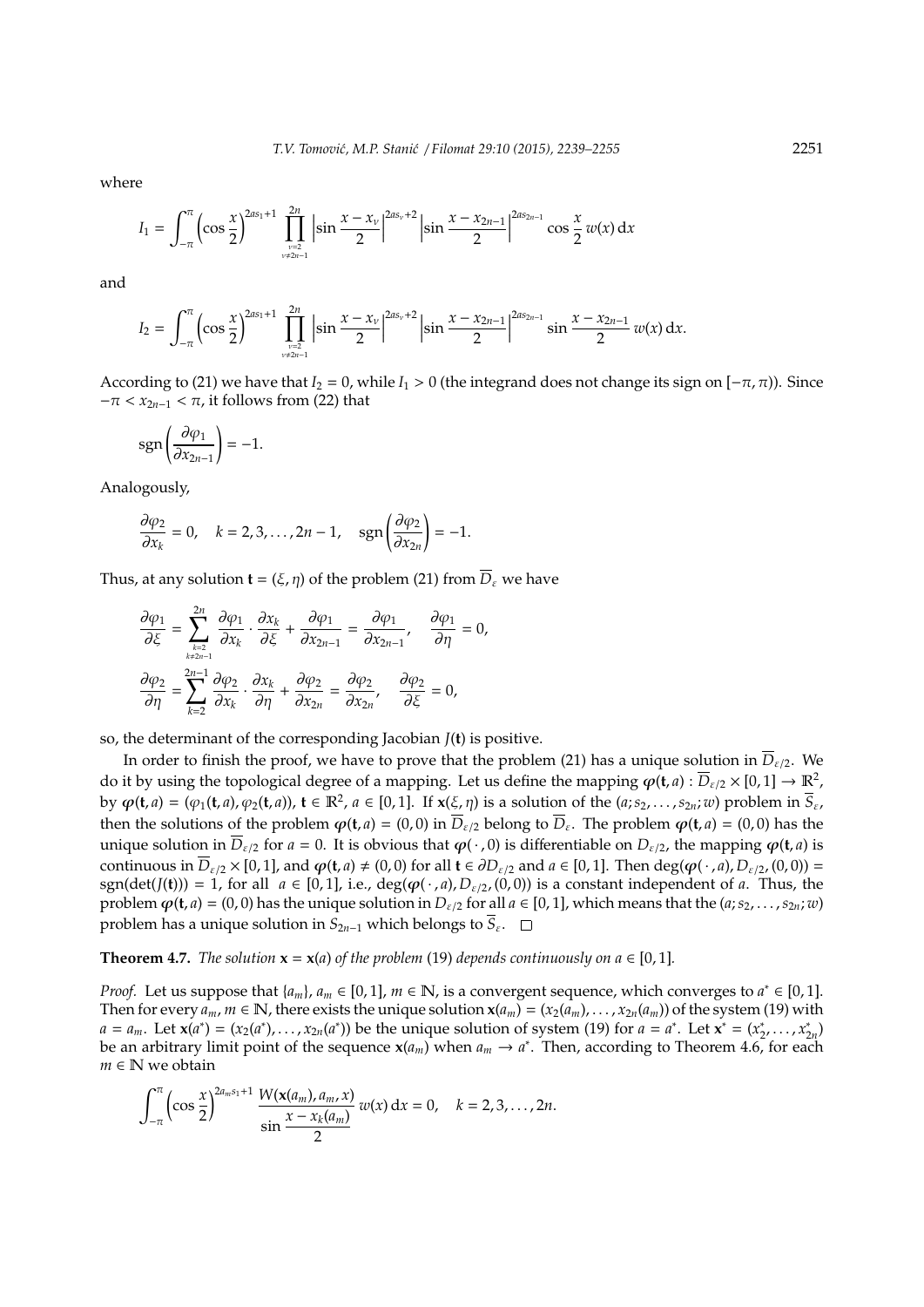where

$$I_1 = \int_{-\pi}^{\pi} \left(\cos \frac{x}{2}\right)^{2as_1+1} \prod_{\substack{\nu=2 \\ \nu \neq 2n-1}}^{2n} \left|\sin \frac{x - x_\nu}{2}\right|^{2as_\nu+2} \left|\sin \frac{x - x_{2n-1}}{2}\right|^{2as_{2n-1}} \cos \frac{x}{2}\, w(x)\, \mathrm{d}x$$

and

$$I_2 = \int_{-\pi}^{\pi} \left(\cos \frac{x}{2}\right)^{2as_1+1} \prod_{\substack{\nu=2 \\ \nu \neq 2n-1}}^{2n} \left|\sin \frac{x - x_\nu}{2}\right|^{2as_\nu+2} \left|\sin \frac{x - x_{2n-1}}{2}\right|^{2as_{2n-1}} \sin \frac{x - x_{2n-1}}{2}\, w(x)\, \mathrm{d}x.$$

According to (21) we have that $I_2 = 0$, while $I_1 > 0$ (the integrand does not change its sign on $[-\pi, \pi)$). Since $-\pi < x_{2n-1} < \pi$, it follows from (22) that

$$\operatorname{sgn}\left(\frac{\partial \varphi_1}{\partial x_{2n-1}}\right) = -1.$$

Analogously,

$$\frac{\partial \varphi_2}{\partial x_k} = 0, \quad k = 2, 3, \ldots, 2n-1, \quad \operatorname{sgn}\left(\frac{\partial \varphi_2}{\partial x_{2n}}\right) = -1.$$

Thus, at any solution $\mathbf{t} = (\xi, \eta)$ of the problem (21) from $\overline{D}_\varepsilon$ we have

$$\frac{\partial \varphi_1}{\partial \xi} = \sum_{\substack{k=2 \\ k \neq 2n-1}}^{2n} \frac{\partial \varphi_1}{\partial x_k} \cdot \frac{\partial x_k}{\partial \xi} + \frac{\partial \varphi_1}{\partial x_{2n-1}} = \frac{\partial \varphi_1}{\partial x_{2n-1}}, \quad \frac{\partial \varphi_1}{\partial \eta} = 0,$$

$$\frac{\partial \varphi_2}{\partial \eta} = \sum_{k=2}^{2n-1} \frac{\partial \varphi_2}{\partial x_k} \cdot \frac{\partial x_k}{\partial \eta} + \frac{\partial \varphi_2}{\partial x_{2n}} = \frac{\partial \varphi_2}{\partial x_{2n}}, \quad \frac{\partial \varphi_2}{\partial \xi} = 0,$$

so, the determinant of the corresponding Jacobian $J(\mathbf{t})$ is positive.

In order to finish the proof, we have to prove that the problem (21) has a unique solution in $\overline{D}_{\varepsilon/2}$. We do it by using the topological degree of a mapping. Let us define the mapping $\boldsymbol{\varphi}(\mathbf{t}, a) : \overline{D}_{\varepsilon/2} \times [0, 1] \to \mathbb{R}^2$, by $\boldsymbol{\varphi}(\mathbf{t}, a) = (\varphi_1(\mathbf{t}, a), \varphi_2(\mathbf{t}, a))$, $\mathbf{t} \in \mathbb{R}^2$, $a \in [0, 1]$. If $\mathbf{x}(\xi, \eta)$ is a solution of the $(a; s_2, \ldots, s_{2n}; w)$ problem in $\overline{S}_\varepsilon$, then the solutions of the problem $\boldsymbol{\varphi}(\mathbf{t}, a) = (0, 0)$ in $\overline{D}_{\varepsilon/2}$ belong to $\overline{D}_\varepsilon$. The problem $\boldsymbol{\varphi}(\mathbf{t}, a) = (0, 0)$ has the unique solution in $\overline{D}_{\varepsilon/2}$ for $a = 0$. It is obvious that $\boldsymbol{\varphi}(\,\cdot\,, 0)$ is differentiable on $D_{\varepsilon/2}$, the mapping $\boldsymbol{\varphi}(\mathbf{t}, a)$ is continuous in $\overline{D}_{\varepsilon/2} \times [0, 1]$, and $\boldsymbol{\varphi}(\mathbf{t}, a) \neq (0, 0)$ for all $\mathbf{t} \in \partial D_{\varepsilon/2}$ and $a \in [0, 1]$. Then $\deg(\boldsymbol{\varphi}(\,\cdot\,, a), D_{\varepsilon/2}, (0, 0)) = \operatorname{sgn}(\det(J(\mathbf{t}))) = 1$, for all $a \in [0, 1]$, i.e., $\deg(\boldsymbol{\varphi}(\,\cdot\,, a), D_{\varepsilon/2}, (0, 0))$ is a constant independent of $a$. Thus, the problem $\boldsymbol{\varphi}(\mathbf{t}, a) = (0, 0)$ has the unique solution in $D_{\varepsilon/2}$ for all $a \in [0, 1]$, which means that the $(a; s_2, \ldots, s_{2n}; w)$ problem has a unique solution in $S_{2n-1}$ which belongs to $\overline{S}_\varepsilon$. $\square$

**Theorem 4.7.** *The solution $\mathbf{x} = \mathbf{x}(a)$ of the problem* (19) *depends continuously on $a \in [0, 1]$.*

*Proof.* Let us suppose that $\{a_m\}$, $a_m \in [0, 1]$, $m \in \mathbb{N}$, is a convergent sequence, which converges to $a^* \in [0, 1]$. Then for every $a_m$, $m \in \mathbb{N}$, there exists the unique solution $\mathbf{x}(a_m) = (x_2(a_m), \ldots, x_{2n}(a_m))$ of the system (19) with $a = a_m$. Let $\mathbf{x}(a^*) = (x_2(a^*), \ldots, x_{2n}(a^*))$ be the unique solution of system (19) for $a = a^*$. Let $\mathbf{x}^* = (x_2^*, \ldots, x_{2n}^*)$ be an arbitrary limit point of the sequence $\mathbf{x}(a_m)$ when $a_m \to a^*$. Then, according to Theorem 4.6, for each $m \in \mathbb{N}$ we obtain

$$\int_{-\pi}^{\pi} \left(\cos \frac{x}{2}\right)^{2a_m s_1+1} \frac{W(\mathbf{x}(a_m), a_m, x)}{\sin \dfrac{x - x_k(a_m)}{2}}\, w(x)\, \mathrm{d}x = 0, \quad k = 2, 3, \ldots, 2n.$$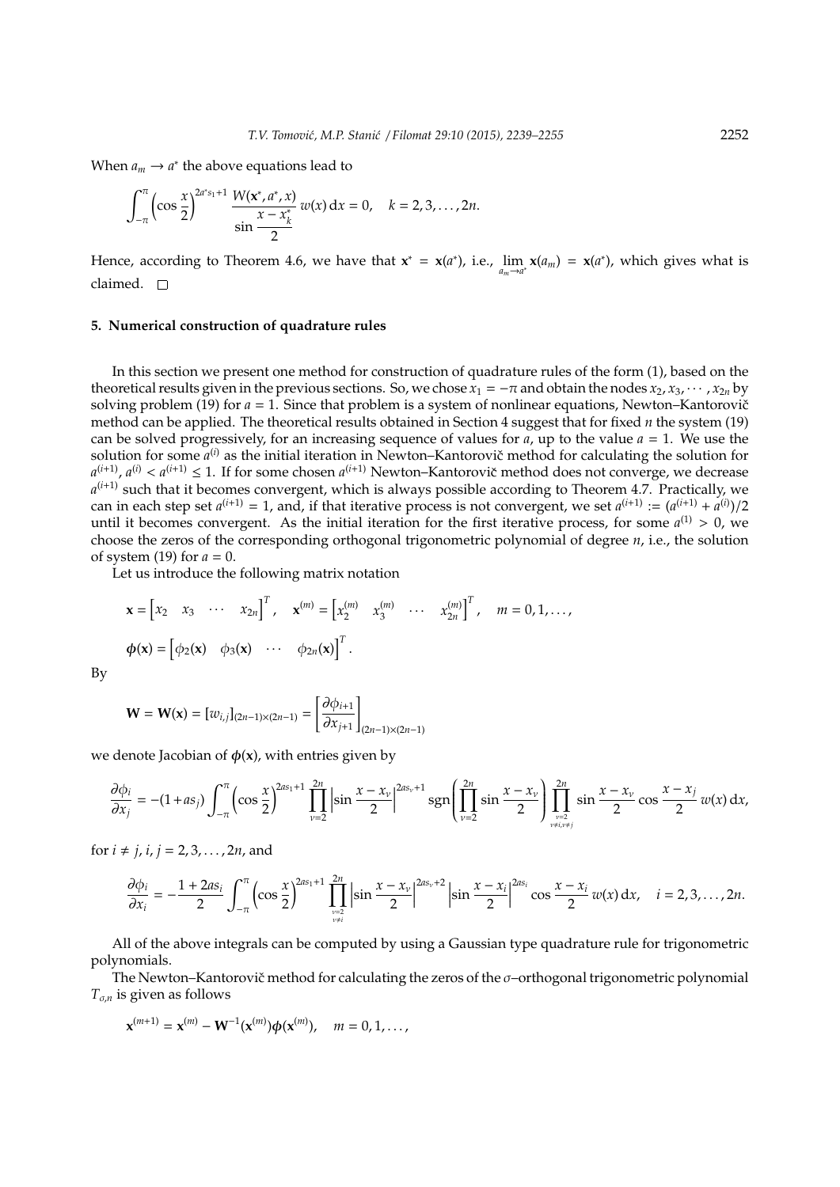When $a_m \to a^*$ the above equations lead to

$$\int_{-\pi}^{\pi} \left(\cos\frac{x}{2}\right)^{2a^* s_1+1} \frac{W(\mathbf{x}^*, a^*, x)}{\sin\dfrac{x-x_k^*}{2}}\, w(x)\, \mathrm{d}x = 0, \quad k = 2, 3, \ldots, 2n.$$

Hence, according to Theorem 4.6, we have that $\mathbf{x}^* = \mathbf{x}(a^*)$, i.e., $\lim\limits_{a_m \to a^*} \mathbf{x}(a_m) = \mathbf{x}(a^*)$, which gives what is claimed. $\square$

## 5. Numerical construction of quadrature rules

In this section we present one method for construction of quadrature rules of the form (1), based on the theoretical results given in the previous sections. So, we chose $x_1 = -\pi$ and obtain the nodes $x_2, x_3, \cdots, x_{2n}$ by solving problem (19) for $a = 1$. Since that problem is a system of nonlinear equations, Newton–Kantorovič method can be applied. The theoretical results obtained in Section 4 suggest that for fixed $n$ the system (19) can be solved progressively, for an increasing sequence of values for $a$, up to the value $a = 1$. We use the solution for some $a^{(i)}$ as the initial iteration in Newton–Kantorovič method for calculating the solution for $a^{(i+1)}$, $a^{(i)} < a^{(i+1)} \le 1$. If for some chosen $a^{(i+1)}$ Newton–Kantorovič method does not converge, we decrease $a^{(i+1)}$ such that it becomes convergent, which is always possible according to Theorem 4.7. Practically, we can in each step set $a^{(i+1)} = 1$, and, if that iterative process is not convergent, we set $a^{(i+1)} := (a^{(i+1)} + a^{(i)})/2$ until it becomes convergent. As the initial iteration for the first iterative process, for some $a^{(1)} > 0$, we choose the zeros of the corresponding orthogonal trigonometric polynomial of degree $n$, i.e., the solution of system (19) for $a = 0$.

Let us introduce the following matrix notation

$$\mathbf{x} = \begin{bmatrix} x_2 & x_3 & \cdots & x_{2n} \end{bmatrix}^T, \quad \mathbf{x}^{(m)} = \begin{bmatrix} x_2^{(m)} & x_3^{(m)} & \cdots & x_{2n}^{(m)} \end{bmatrix}^T, \quad m = 0, 1, \ldots,$$

$$\boldsymbol{\phi}(\mathbf{x}) = \begin{bmatrix} \phi_2(\mathbf{x}) & \phi_3(\mathbf{x}) & \cdots & \phi_{2n}(\mathbf{x}) \end{bmatrix}^T.$$

By

$$\mathbf{W} = \mathbf{W}(\mathbf{x}) = [w_{i,j}]_{(2n-1)\times(2n-1)} = \left[\frac{\partial \phi_{i+1}}{\partial x_{j+1}}\right]_{(2n-1)\times(2n-1)}$$

we denote Jacobian of $\boldsymbol{\phi}(\mathbf{x})$, with entries given by

$$\frac{\partial \phi_i}{\partial x_j} = -(1+as_j)\int_{-\pi}^{\pi} \left(\cos\frac{x}{2}\right)^{2as_1+1} \prod_{\nu=2}^{2n} \left|\sin\frac{x-x_\nu}{2}\right|^{2as_\nu+1} \operatorname{sgn}\left(\prod_{\nu=2}^{2n} \sin\frac{x-x_\nu}{2}\right) \prod_{\substack{\nu=2\\ \nu\ne i, \nu\ne j}}^{2n} \sin\frac{x-x_\nu}{2} \cos\frac{x-x_j}{2}\, w(x)\, \mathrm{d}x,$$

for $i \ne j$, $i, j = 2, 3, \ldots, 2n$, and

$$\frac{\partial \phi_i}{\partial x_i} = -\frac{1+2as_i}{2}\int_{-\pi}^{\pi} \left(\cos\frac{x}{2}\right)^{2as_1+1} \prod_{\substack{\nu=2\\ \nu\ne i}}^{2n} \left|\sin\frac{x-x_\nu}{2}\right|^{2as_\nu+2} \left|\sin\frac{x-x_i}{2}\right|^{2as_i} \cos\frac{x-x_i}{2}\, w(x)\, \mathrm{d}x, \quad i = 2, 3, \ldots, 2n.$$

All of the above integrals can be computed by using a Gaussian type quadrature rule for trigonometric polynomials.

The Newton–Kantorovič method for calculating the zeros of the $\sigma$–orthogonal trigonometric polynomial $T_{\sigma,n}$ is given as follows

$$\mathbf{x}^{(m+1)} = \mathbf{x}^{(m)} - \mathbf{W}^{-1}(\mathbf{x}^{(m)})\boldsymbol{\phi}(\mathbf{x}^{(m)}), \quad m = 0, 1, \ldots,$$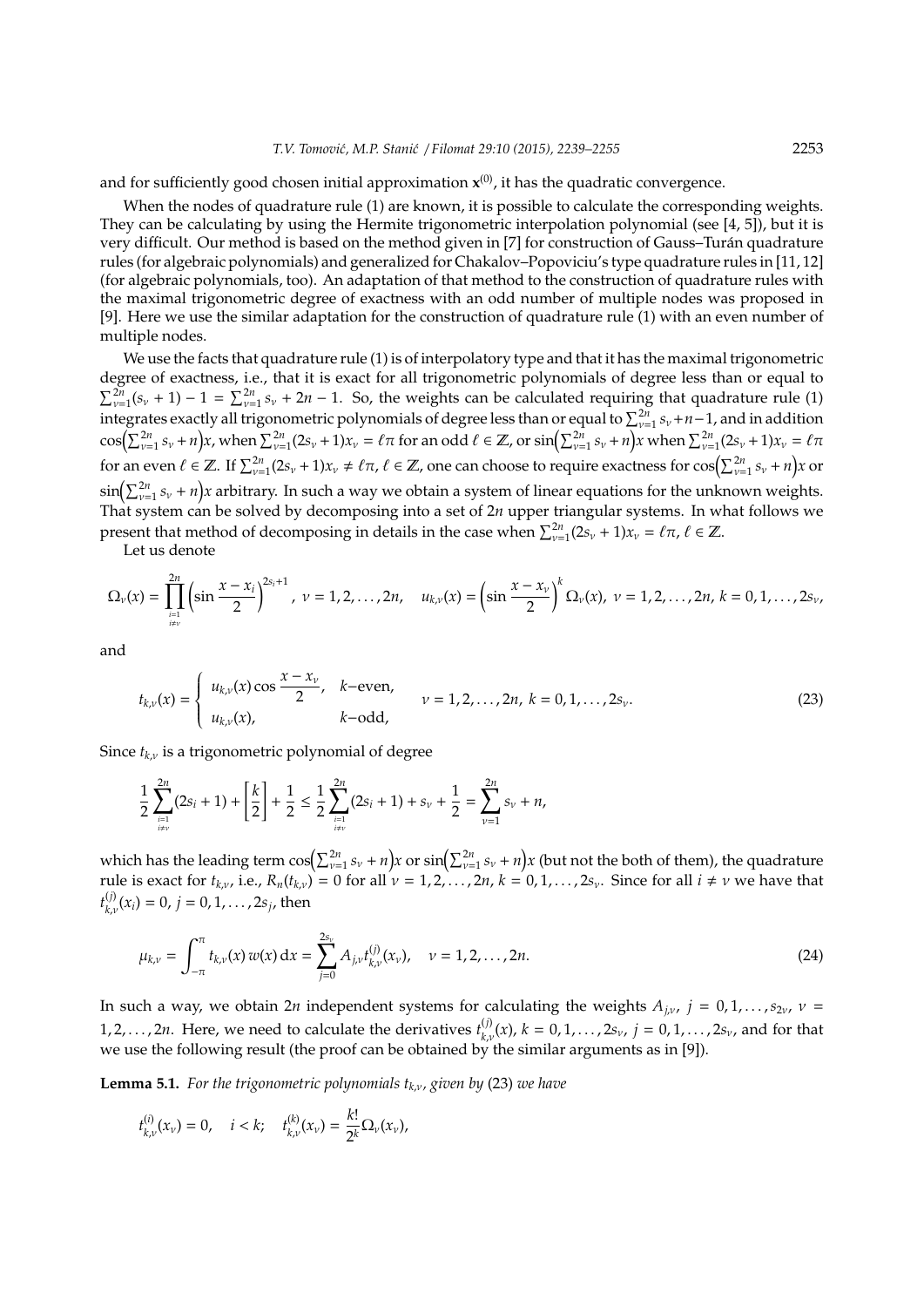and for sufficiently good chosen initial approximation $\mathbf{x}^{(0)}$, it has the quadratic convergence.

When the nodes of quadrature rule (1) are known, it is possible to calculate the corresponding weights. They can be calculating by using the Hermite trigonometric interpolation polynomial (see [4, 5]), but it is very difficult. Our method is based on the method given in [7] for construction of Gauss–Turán quadrature rules (for algebraic polynomials) and generalized for Chakalov–Popoviciu's type quadrature rules in [11, 12] (for algebraic polynomials, too). An adaptation of that method to the construction of quadrature rules with the maximal trigonometric degree of exactness with an odd number of multiple nodes was proposed in [9]. Here we use the similar adaptation for the construction of quadrature rule (1) with an even number of multiple nodes.

We use the facts that quadrature rule (1) is of interpolatory type and that it has the maximal trigonometric degree of exactness, i.e., that it is exact for all trigonometric polynomials of degree less than or equal to $\sum_{\nu=1}^{2n}(s_\nu+1)-1=\sum_{\nu=1}^{2n}s_\nu+2n-1$. So, the weights can be calculated requiring that quadrature rule (1) integrates exactly all trigonometric polynomials of degree less than or equal to $\sum_{\nu=1}^{2n}s_\nu+n-1$, and in addition $\cos\Big(\sum_{\nu=1}^{2n}s_\nu+n\Big)x$, when $\sum_{\nu=1}^{2n}(2s_\nu+1)x_\nu=\ell\pi$ for an odd $\ell\in\mathbb{Z}$, or $\sin\Big(\sum_{\nu=1}^{2n}s_\nu+n\Big)x$ when $\sum_{\nu=1}^{2n}(2s_\nu+1)x_\nu=\ell\pi$ for an even $\ell\in\mathbb{Z}$. If $\sum_{\nu=1}^{2n}(2s_\nu+1)x_\nu\neq\ell\pi$, $\ell\in\mathbb{Z}$, one can choose to require exactness for $\cos\Big(\sum_{\nu=1}^{2n}s_\nu+n\Big)x$ or $\sin\Big(\sum_{\nu=1}^{2n}s_\nu+n\Big)x$ arbitrary. In such a way we obtain a system of linear equations for the unknown weights. That system can be solved by decomposing into a set of $2n$ upper triangular systems. In what follows we present that method of decomposing in details in the case when $\sum_{\nu=1}^{2n}(2s_\nu+1)x_\nu=\ell\pi$, $\ell\in\mathbb{Z}$.

Let us denote

$$\Omega_\nu(x)=\prod_{\substack{i=1\\ i\neq\nu}}^{2n}\Big(\sin\frac{x-x_i}{2}\Big)^{2s_i+1},\ \ \nu=1,2,\ldots,2n,\quad u_{k,\nu}(x)=\Big(\sin\frac{x-x_\nu}{2}\Big)^k\Omega_\nu(x),\ \nu=1,2,\ldots,2n,\ k=0,1,\ldots,2s_\nu,$$

and

$$t_{k,\nu}(x)=\begin{cases} u_{k,\nu}(x)\cos\dfrac{x-x_\nu}{2}, & k\text{–even},\\ u_{k,\nu}(x), & k\text{–odd},\end{cases}\qquad \nu=1,2,\ldots,2n,\ k=0,1,\ldots,2s_\nu. \tag{23}$$

Since $t_{k,\nu}$ is a trigonometric polynomial of degree

$$\frac12\sum_{\substack{i=1\\ i\neq\nu}}^{2n}(2s_i+1)+\Big[\frac{k}{2}\Big]+\frac12\leq\frac12\sum_{\substack{i=1\\ i\neq\nu}}^{2n}(2s_i+1)+s_\nu+\frac12=\sum_{\nu=1}^{2n}s_\nu+n,$$

which has the leading term $\cos\Big(\sum_{\nu=1}^{2n}s_\nu+n\Big)x$ or $\sin\Big(\sum_{\nu=1}^{2n}s_\nu+n\Big)x$ (but not the both of them), the quadrature rule is exact for $t_{k,\nu}$, i.e., $R_n(t_{k,\nu})=0$ for all $\nu=1,2,\ldots,2n$, $k=0,1,\ldots,2s_\nu$. Since for all $i\neq\nu$ we have that $t_{k,\nu}^{(j)}(x_i)=0$, $j=0,1,\ldots,2s_j$, then

$$\mu_{k,\nu}=\int_{-\pi}^{\pi}t_{k,\nu}(x)\,w(x)\,\mathrm{d}x=\sum_{j=0}^{2s_\nu}A_{j,\nu}t_{k,\nu}^{(j)}(x_\nu),\quad \nu=1,2,\ldots,2n. \tag{24}$$

In such a way, we obtain $2n$ independent systems for calculating the weights $A_{j,\nu}$, $j=0,1,\ldots,s_{2\nu}$, $\nu=1,2,\ldots,2n$. Here, we need to calculate the derivatives $t_{k,\nu}^{(j)}(x)$, $k=0,1,\ldots,2s_\nu$, $j=0,1,\ldots,2s_\nu$, and for that we use the following result (the proof can be obtained by the similar arguments as in [9]).

**Lemma 5.1.** *For the trigonometric polynomials $t_{k,\nu}$, given by* (23) *we have*

$$t_{k,\nu}^{(i)}(x_\nu)=0,\quad i<k;\quad t_{k,\nu}^{(k)}(x_\nu)=\frac{k!}{2^k}\Omega_\nu(x_\nu),$$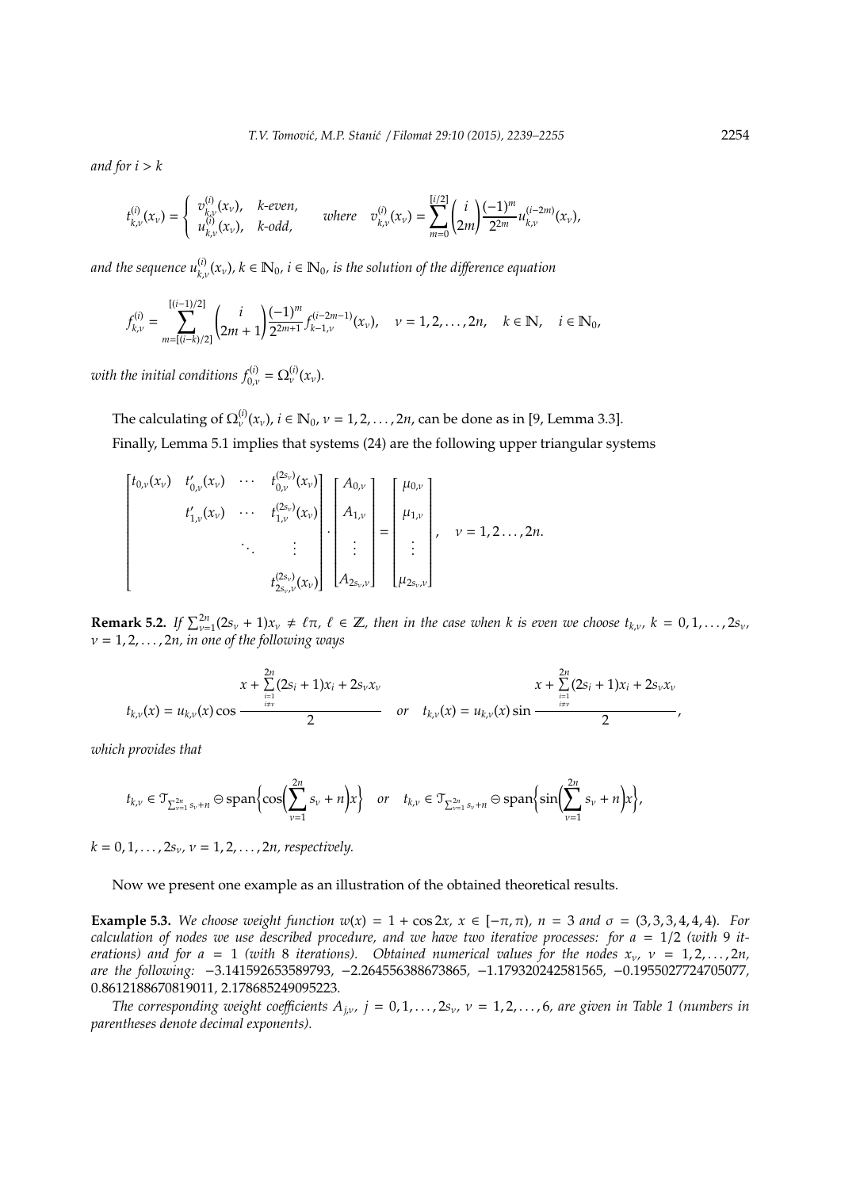*and for* $i > k$

$$t_{k,\nu}^{(i)}(x_\nu) = \begin{cases} v_{k,\nu}^{(i)}(x_\nu), & k\text{-even}, \\ u_{k,\nu}^{(i)}(x_\nu), & k\text{-odd}, \end{cases} \qquad \text{where} \quad v_{k,\nu}^{(i)}(x_\nu) = \sum_{m=0}^{[i/2]} \binom{i}{2m} \frac{(-1)^m}{2^{2m}} u_{k,\nu}^{(i-2m)}(x_\nu),$$

*and the sequence* $u_{k,\nu}^{(i)}(x_\nu)$, $k \in \mathbb{N}_0$, $i \in \mathbb{N}_0$, *is the solution of the difference equation*

$$f_{k,\nu}^{(i)} = \sum_{m=[(i-k)/2]}^{[(i-1)/2]} \binom{i}{2m+1} \frac{(-1)^m}{2^{2m+1}} f_{k-1,\nu}^{(i-2m-1)}(x_\nu), \quad \nu = 1, 2, \ldots, 2n, \quad k \in \mathbb{N}, \quad i \in \mathbb{N}_0,$$

*with the initial conditions* $f_{0,\nu}^{(i)} = \Omega_\nu^{(i)}(x_\nu)$.

The calculating of $\Omega_\nu^{(i)}(x_\nu)$, $i \in \mathbb{N}_0$, $\nu = 1, 2, \ldots, 2n$, can be done as in [9, Lemma 3.3].

Finally, Lemma 5.1 implies that systems (24) are the following upper triangular systems

$$\begin{bmatrix} t_{0,\nu}(x_\nu) & t_{0,\nu}'(x_\nu) & \cdots & t_{0,\nu}^{(2s_\nu)}(x_\nu) \\ & t_{1,\nu}'(x_\nu) & \cdots & t_{1,\nu}^{(2s_\nu)}(x_\nu) \\ & & \ddots & \vdots \\ & & & t_{2s_\nu,\nu}^{(2s_\nu)}(x_\nu) \end{bmatrix} \cdot \begin{bmatrix} A_{0,\nu} \\ A_{1,\nu} \\ \vdots \\ A_{2s_\nu,\nu} \end{bmatrix} = \begin{bmatrix} \mu_{0,\nu} \\ \mu_{1,\nu} \\ \vdots \\ \mu_{2s_\nu,\nu} \end{bmatrix}, \quad \nu = 1, 2 \ldots, 2n.$$

**Remark 5.2.** *If* $\sum_{\nu=1}^{2n}(2s_\nu + 1)x_\nu \neq \ell\pi$, $\ell \in \mathbb{Z}$, *then in the case when $k$ is even we choose* $t_{k,\nu}$, $k = 0, 1, \ldots, 2s_\nu$, $\nu = 1, 2, \ldots, 2n$, *in one of the following ways*

$$t_{k,\nu}(x) = u_{k,\nu}(x) \cos \frac{x + \sum\limits_{\substack{i=1 \\ i \neq \nu}}^{2n} (2s_i + 1)x_i + 2s_\nu x_\nu}{2} \quad \text{or} \quad t_{k,\nu}(x) = u_{k,\nu}(x) \sin \frac{x + \sum\limits_{\substack{i=1 \\ i \neq \nu}}^{2n} (2s_i + 1)x_i + 2s_\nu x_\nu}{2},$$

*which provides that*

$$t_{k,\nu} \in \mathcal{T}_{\sum_{\nu=1}^{2n} s_\nu + n} \ominus \operatorname{span}\Big\{\cos\Big(\sum_{\nu=1}^{2n} s_\nu + n\Big)x\Big\} \quad \text{or} \quad t_{k,\nu} \in \mathcal{T}_{\sum_{\nu=1}^{2n} s_\nu + n} \ominus \operatorname{span}\Big\{\sin\Big(\sum_{\nu=1}^{2n} s_\nu + n\Big)x\Big\},$$

$k = 0, 1, \ldots, 2s_\nu$, $\nu = 1, 2, \ldots, 2n$, *respectively.*

Now we present one example as an illustration of the obtained theoretical results.

**Example 5.3.** *We choose weight function* $w(x) = 1 + \cos 2x$, $x \in [-\pi, \pi)$, $n = 3$ *and* $\sigma = (3, 3, 3, 4, 4, 4)$. *For calculation of nodes we use described procedure, and we have two iterative processes: for* $a = 1/2$ *(with 9 iterations) and for* $a = 1$ *(with 8 iterations). Obtained numerical values for the nodes* $x_\nu$, $\nu = 1, 2, \ldots, 2n$, *are the following:* $-3.141592653589793$, $-2.264556388673865$, $-1.179320242581565$, $-0.1955027724705077$, $0.8612188670819011$, $2.178685249095223$.

*The corresponding weight coefficients* $A_{j,\nu}$, $j = 0, 1, \ldots, 2s_\nu$, $\nu = 1, 2, \ldots, 6$, *are given in Table 1 (numbers in parentheses denote decimal exponents).*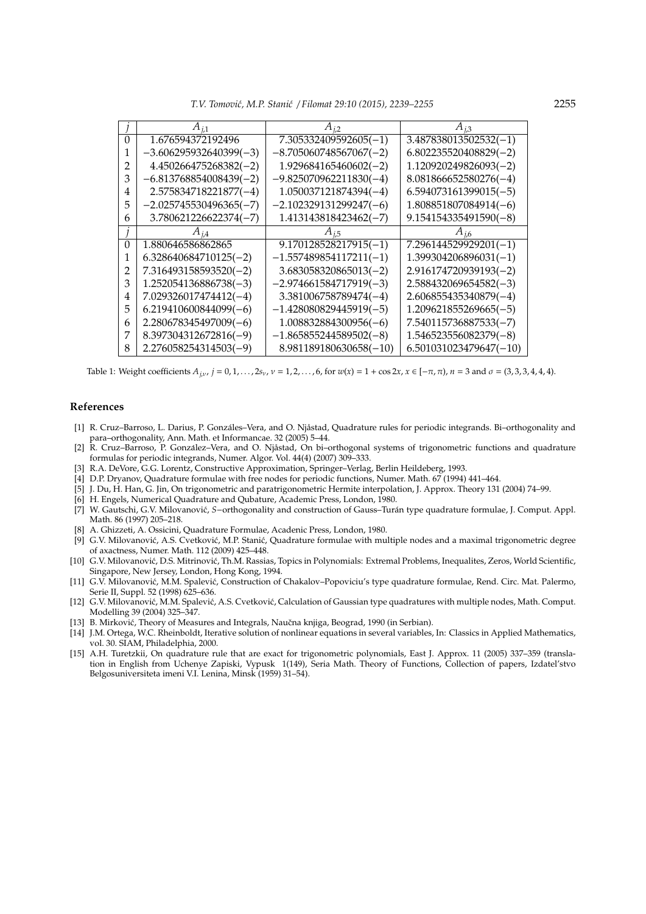| $j$ | $A_{j,1}$ | $A_{j,2}$ | $A_{j,3}$ |
|---|---|---|---|
| 0 | 1.676594372192496 | 7.305332409592605(−1) | 3.487838013502532(−1) |
| 1 | −3.606295932640399(−3) | −8.705060748567067(−2) | 6.802235520408829(−2) |
| 2 | 4.450266475268382(−2) | 1.929684165460602(−2) | 1.120920249826093(−2) |
| 3 | −6.813768854008439(−2) | −9.825070962211830(−4) | 8.081866652580276(−4) |
| 4 | 2.575834718221877(−4) | 1.050037121874394(−4) | 6.594073161399015(−5) |
| 5 | −2.025745530496365(−7) | −2.102329131299247(−6) | 1.808851807084914(−6) |
| 6 | 3.780621226622374(−7) | 1.413143818423462(−7) | 9.154154335491590(−8) |
| $j$ | $A_{j,4}$ | $A_{j,5}$ | $A_{j,6}$ |
| 0 | 1.880646586862865 | 9.170128528217915(−1) | 7.296144529929201(−1) |
| 1 | 6.328640684710125(−2) | −1.557489854117211(−1) | 1.399304206896031(−1) |
| 2 | 7.316493158593520(−2) | 3.683058320865013(−2) | 2.916174720939193(−2) |
| 3 | 1.252054136886738(−3) | −2.974661584717919(−3) | 2.588432069654582(−3) |
| 4 | 7.029326017474412(−4) | 3.381006758789474(−4) | 2.606855435340879(−4) |
| 5 | 6.219410600844099(−6) | −1.428080829445919(−5) | 1.209621855269665(−5) |
| 6 | 2.280678345497009(−6) | 1.008832884300956(−6) | 7.540115736887533(−7) |
| 7 | 8.397304312672816(−9) | −1.865855244589502(−8) | 1.546523556082379(−8) |
| 8 | 2.276058254314503(−9) | 8.981189180630658(−10) | 6.501031023479647(−10) |

Table 1: Weight coefficients $A_{j,\nu}$, $j = 0, 1, \dots, 2s_\nu$, $\nu = 1, 2, \dots, 6$, for $w(x) = 1 + \cos 2x$, $x \in [-\pi, \pi)$, $n = 3$ and $\sigma = (3, 3, 3, 4, 4, 4)$.

## References

[1] R. Cruz–Barroso, L. Darius, P. Gonzáles–Vera, and O. Njåstad, Quadrature rules for periodic integrands. Bi–orthogonality and para–orthogonality, Ann. Math. et Informancae. 32 (2005) 5–44.

[2] R. Cruz–Barroso, P. González–Vera, and O. Njåstad, On bi–orthogonal systems of trigonometric functions and quadrature formulas for periodic integrands, Numer. Algor. Vol. 44(4) (2007) 309–333.

[3] R.A. DeVore, G.G. Lorentz, Constructive Approximation, Springer–Verlag, Berlin Heildeberg, 1993.

[4] D.P. Dryanov, Quadrature formulae with free nodes for periodic functions, Numer. Math. 67 (1994) 441–464.

[5] J. Du, H. Han, G. Jin, On trigonometric and paratrigonometric Hermite interpolation, J. Approx. Theory 131 (2004) 74–99.

[6] H. Engels, Numerical Quadrature and Qubature, Academic Press, London, 1980.

[7] W. Gautschi, G.V. Milovanović, $S$−orthogonality and construction of Gauss–Turán type quadrature formulae, J. Comput. Appl. Math. 86 (1997) 205–218.

[8] A. Ghizzeti, A. Ossicini, Quadrature Formulae, Acadenic Press, London, 1980.

[9] G.V. Milovanović, A.S. Cvetković, M.P. Stanić, Quadrature formulae with multiple nodes and a maximal trigonometric degree of axactness, Numer. Math. 112 (2009) 425–448.

[10] G.V. Milovanović, D.S. Mitrinović, Th.M. Rassias, Topics in Polynomials: Extremal Problems, Inequalites, Zeros, World Scientific, Singapore, New Jersey, London, Hong Kong, 1994.

[11] G.V. Milovanović, M.M. Spalević, Construction of Chakalov–Popoviciu's type quadrature formulae, Rend. Circ. Mat. Palermo, Serie II, Suppl. 52 (1998) 625–636.

[12] G.V. Milovanović, M.M. Spalević, A.S. Cvetković, Calculation of Gaussian type quadratures with multiple nodes, Math. Comput. Modelling 39 (2004) 325–347.

[13] B. Mirković, Theory of Measures and Integrals, Naučna knjiga, Beograd, 1990 (in Serbian).

[14] J.M. Ortega, W.C. Rheinboldt, Iterative solution of nonlinear equations in several variables, In: Classics in Applied Mathematics, vol. 30. SIAM, Philadelphia, 2000.

[15] A.H. Turetzkii, On quadrature rule that are exact for trigonometric polynomials, East J. Approx. 11 (2005) 337–359 (translation in English from Uchenye Zapiski, Vypusk 1(149), Seria Math. Theory of Functions, Collection of papers, Izdatel'stvo Belgosuniversiteta imeni V.I. Lenina, Minsk (1959) 31–54).